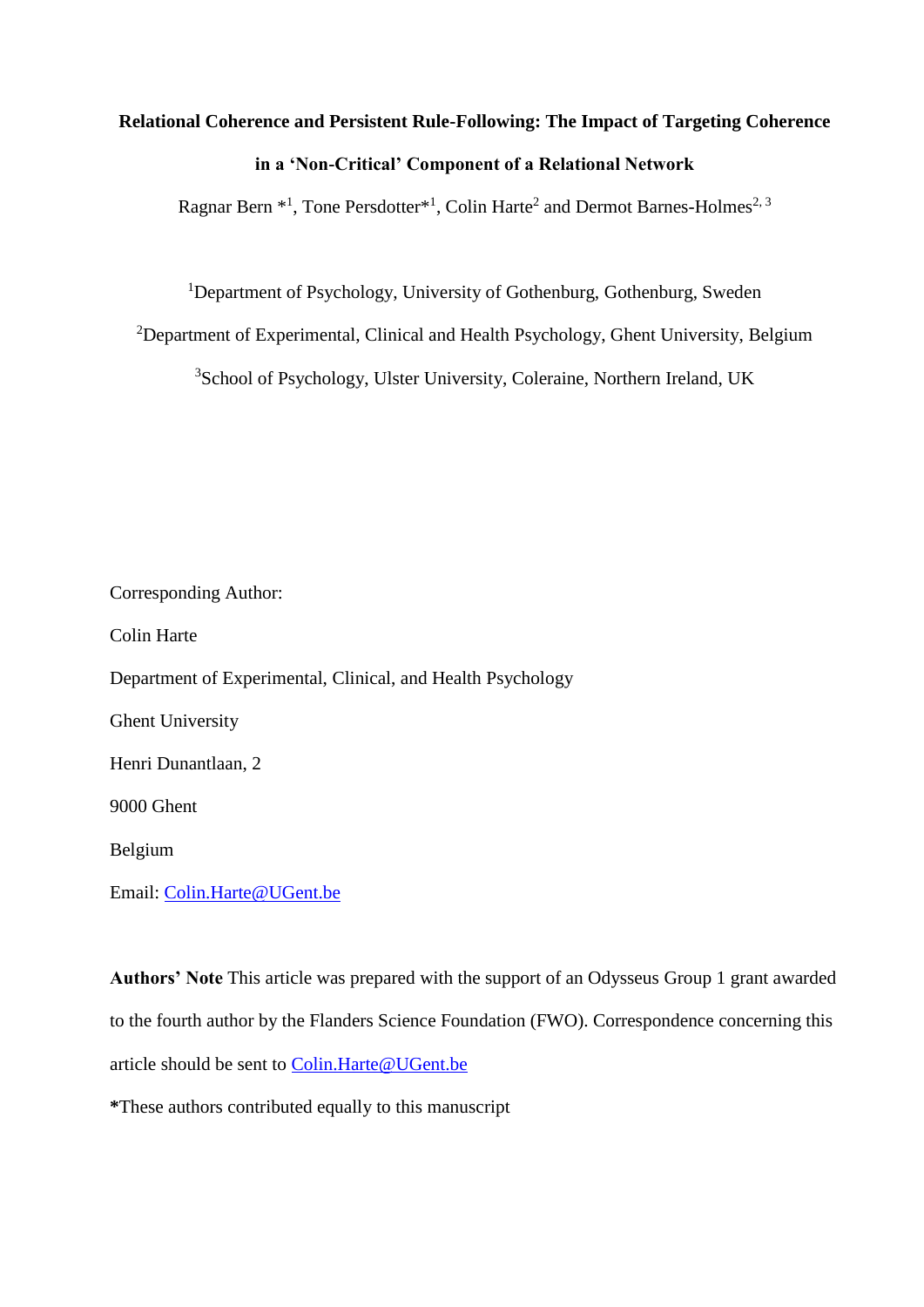# Relational Coherence and Persistent Rule-Following: The Impact of Targeting Coherence in a 'Non-Critical' Component of a Relational Network

Ragnar Bern *[1], Tone Persdotter*[1], Colin Harte[2] and Dermot Barnes-Holmes[2, 3]

[1]Department of Psychology, University of Gothenburg, Gothenburg, Sweden

[2]Department of Experimental, Clinical and Health Psychology, Ghent University, Belgium

[3]School of Psychology, Ulster University, Coleraine, Northern Ireland, UK

Corresponding Author:

Colin Harte

Department of Experimental, Clinical, and Health Psychology

Ghent University

Henri Dunantlaan, 2

9000 Ghent

Belgium

Email: Colin.Harte@UGent.be

**Authors' Note** This article was prepared with the support of an Odysseus Group 1 grant awarded to the fourth author by the Flanders Science Foundation (FWO). Correspondence concerning this article should be sent to Colin.Harte@UGent.be

*These authors contributed equally to this manuscript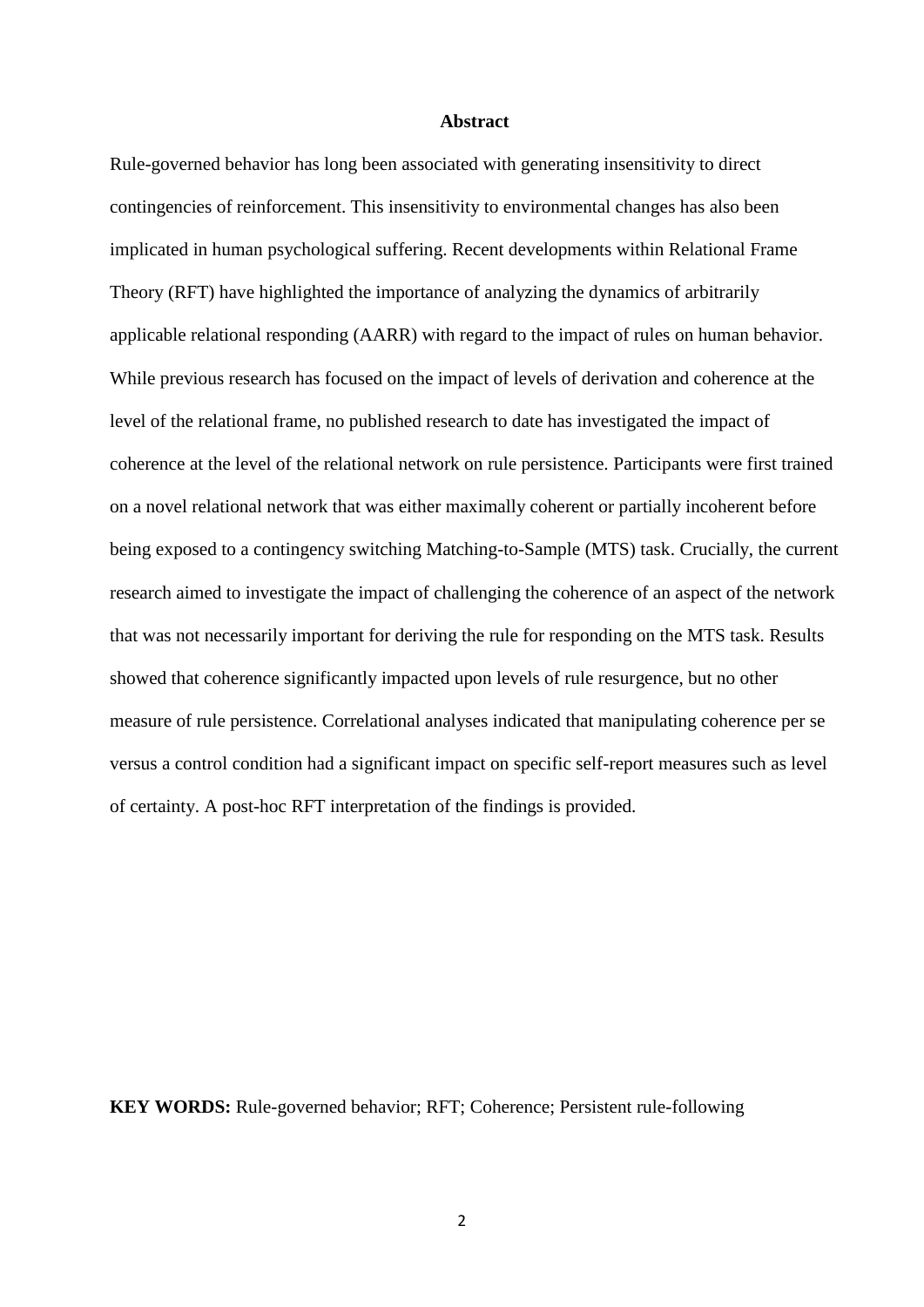## Abstract

Rule-governed behavior has long been associated with generating insensitivity to direct contingencies of reinforcement. This insensitivity to environmental changes has also been implicated in human psychological suffering. Recent developments within Relational Frame Theory (RFT) have highlighted the importance of analyzing the dynamics of arbitrarily applicable relational responding (AARR) with regard to the impact of rules on human behavior. While previous research has focused on the impact of levels of derivation and coherence at the level of the relational frame, no published research to date has investigated the impact of coherence at the level of the relational network on rule persistence. Participants were first trained on a novel relational network that was either maximally coherent or partially incoherent before being exposed to a contingency switching Matching-to-Sample (MTS) task. Crucially, the current research aimed to investigate the impact of challenging the coherence of an aspect of the network that was not necessarily important for deriving the rule for responding on the MTS task. Results showed that coherence significantly impacted upon levels of rule resurgence, but no other measure of rule persistence. Correlational analyses indicated that manipulating coherence per se versus a control condition had a significant impact on specific self-report measures such as level of certainty. A post-hoc RFT interpretation of the findings is provided.

**KEY WORDS:** Rule-governed behavior; RFT; Coherence; Persistent rule-following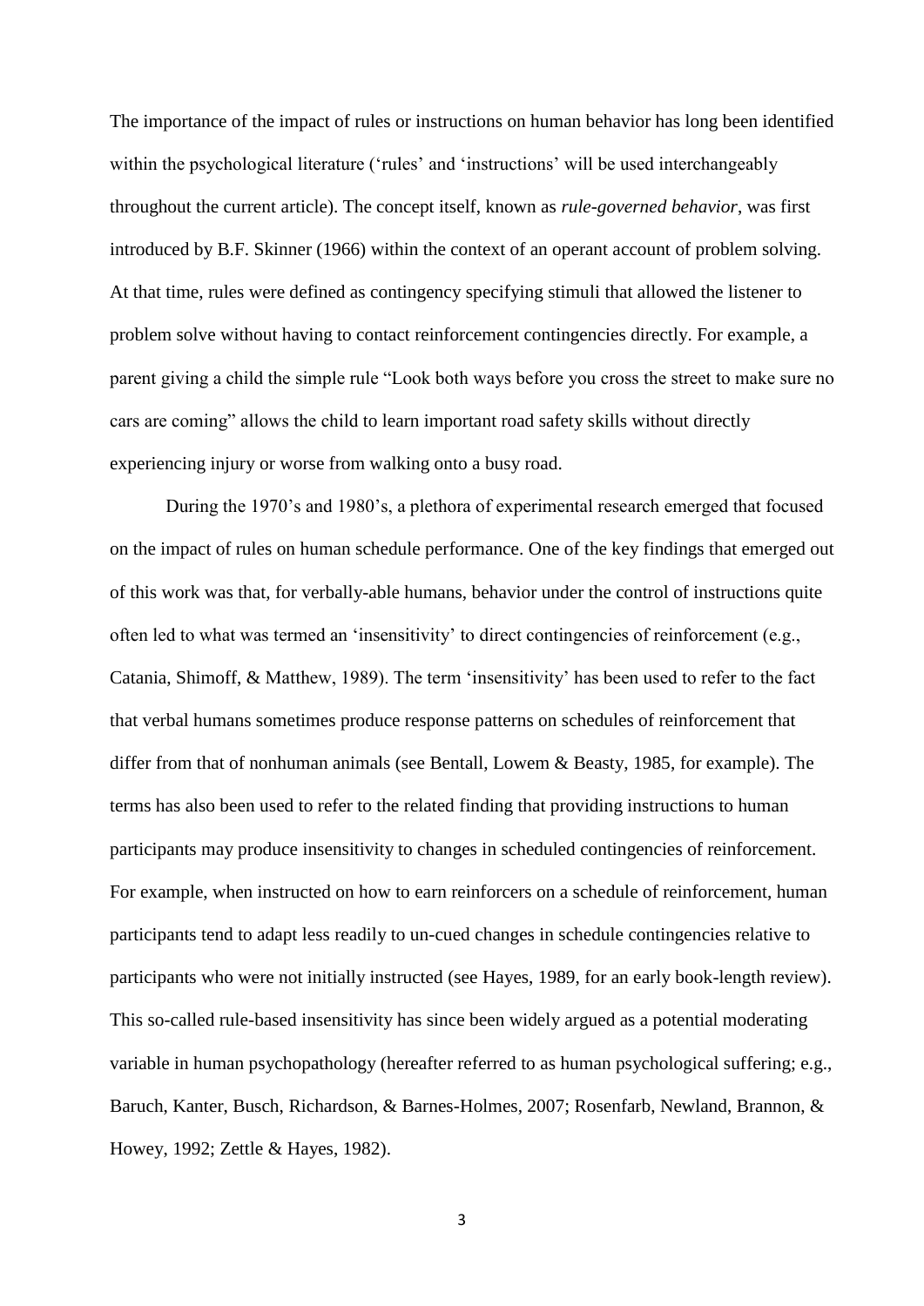The importance of the impact of rules or instructions on human behavior has long been identified within the psychological literature ('rules' and 'instructions' will be used interchangeably throughout the current article). The concept itself, known as *rule-governed behavior*, was first introduced by B.F. Skinner (1966) within the context of an operant account of problem solving. At that time, rules were defined as contingency specifying stimuli that allowed the listener to problem solve without having to contact reinforcement contingencies directly. For example, a parent giving a child the simple rule "Look both ways before you cross the street to make sure no cars are coming" allows the child to learn important road safety skills without directly experiencing injury or worse from walking onto a busy road.

During the 1970's and 1980's, a plethora of experimental research emerged that focused on the impact of rules on human schedule performance. One of the key findings that emerged out of this work was that, for verbally-able humans, behavior under the control of instructions quite often led to what was termed an 'insensitivity' to direct contingencies of reinforcement (e.g., Catania, Shimoff, & Matthew, 1989). The term 'insensitivity' has been used to refer to the fact that verbal humans sometimes produce response patterns on schedules of reinforcement that differ from that of nonhuman animals (see Bentall, Lowem & Beasty, 1985, for example). The terms has also been used to refer to the related finding that providing instructions to human participants may produce insensitivity to changes in scheduled contingencies of reinforcement. For example, when instructed on how to earn reinforcers on a schedule of reinforcement, human participants tend to adapt less readily to un-cued changes in schedule contingencies relative to participants who were not initially instructed (see Hayes, 1989, for an early book-length review). This so-called rule-based insensitivity has since been widely argued as a potential moderating variable in human psychopathology (hereafter referred to as human psychological suffering; e.g., Baruch, Kanter, Busch, Richardson, & Barnes-Holmes, 2007; Rosenfarb, Newland, Brannon, & Howey, 1992; Zettle & Hayes, 1982).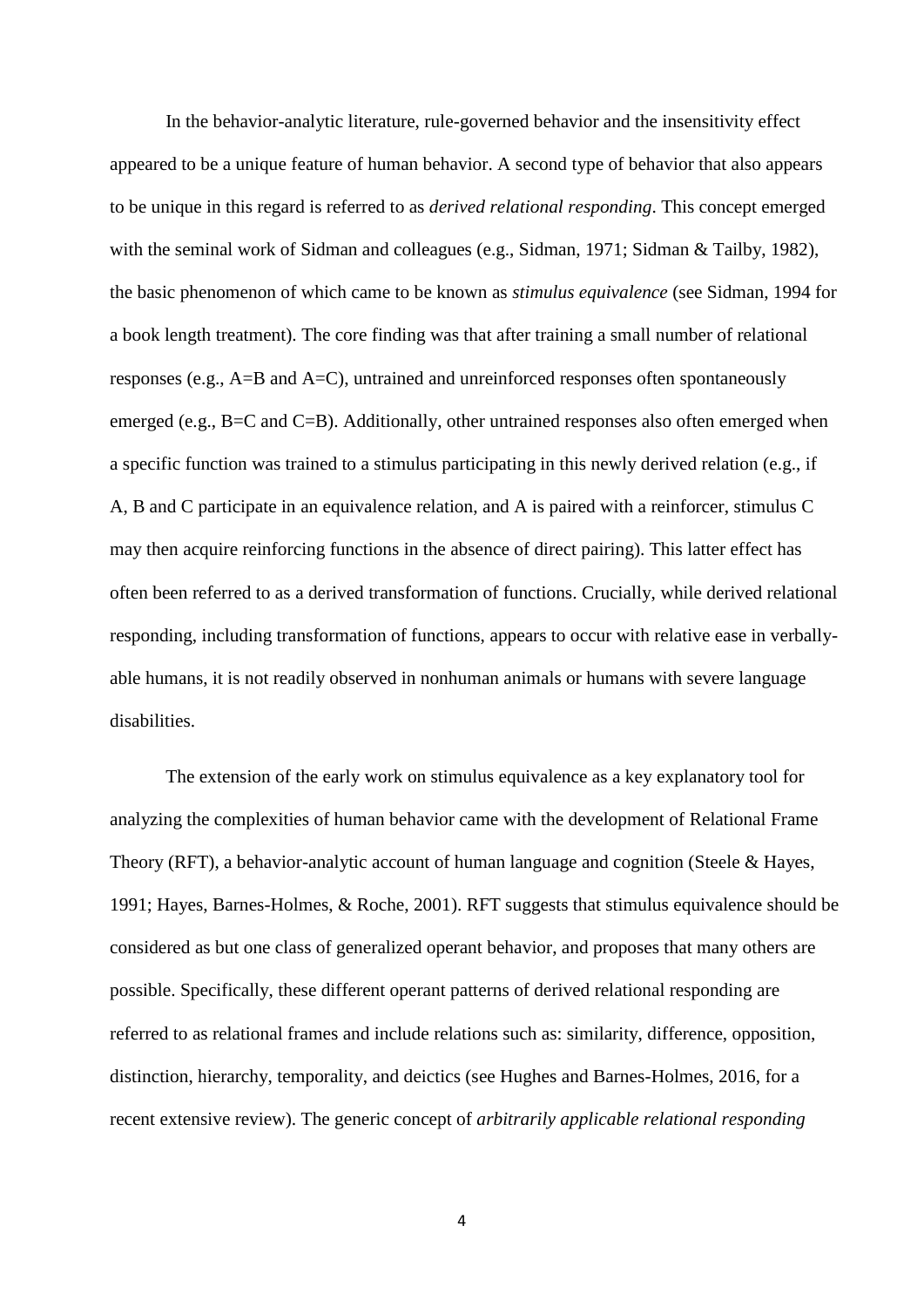In the behavior-analytic literature, rule-governed behavior and the insensitivity effect appeared to be a unique feature of human behavior. A second type of behavior that also appears to be unique in this regard is referred to as *derived relational responding*. This concept emerged with the seminal work of Sidman and colleagues (e.g., Sidman, 1971; Sidman & Tailby, 1982), the basic phenomenon of which came to be known as *stimulus equivalence* (see Sidman, 1994 for a book length treatment). The core finding was that after training a small number of relational responses (e.g., A=B and A=C), untrained and unreinforced responses often spontaneously emerged (e.g., B=C and C=B). Additionally, other untrained responses also often emerged when a specific function was trained to a stimulus participating in this newly derived relation (e.g., if A, B and C participate in an equivalence relation, and A is paired with a reinforcer, stimulus C may then acquire reinforcing functions in the absence of direct pairing). This latter effect has often been referred to as a derived transformation of functions. Crucially, while derived relational responding, including transformation of functions, appears to occur with relative ease in verbally-able humans, it is not readily observed in nonhuman animals or humans with severe language disabilities.

The extension of the early work on stimulus equivalence as a key explanatory tool for analyzing the complexities of human behavior came with the development of Relational Frame Theory (RFT), a behavior-analytic account of human language and cognition (Steele & Hayes, 1991; Hayes, Barnes-Holmes, & Roche, 2001). RFT suggests that stimulus equivalence should be considered as but one class of generalized operant behavior, and proposes that many others are possible. Specifically, these different operant patterns of derived relational responding are referred to as relational frames and include relations such as: similarity, difference, opposition, distinction, hierarchy, temporality, and deictics (see Hughes and Barnes-Holmes, 2016, for a recent extensive review). The generic concept of *arbitrarily applicable relational responding*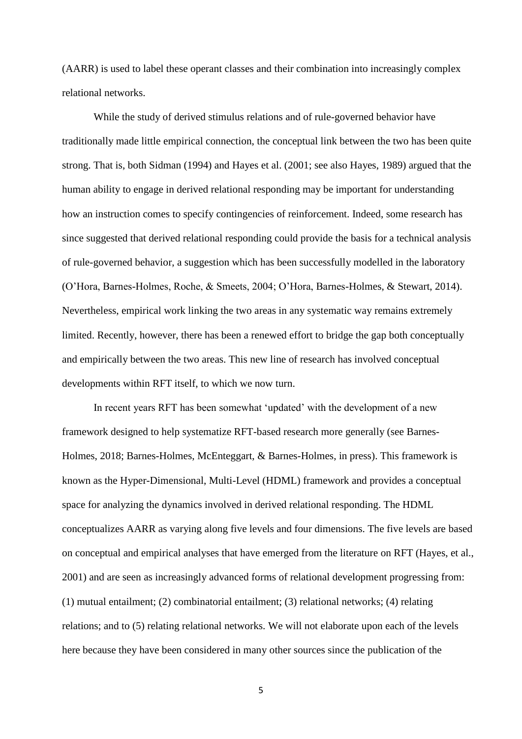(AARR) is used to label these operant classes and their combination into increasingly complex relational networks.

While the study of derived stimulus relations and of rule-governed behavior have traditionally made little empirical connection, the conceptual link between the two has been quite strong. That is, both Sidman (1994) and Hayes et al. (2001; see also Hayes, 1989) argued that the human ability to engage in derived relational responding may be important for understanding how an instruction comes to specify contingencies of reinforcement. Indeed, some research has since suggested that derived relational responding could provide the basis for a technical analysis of rule-governed behavior, a suggestion which has been successfully modelled in the laboratory (O'Hora, Barnes-Holmes, Roche, & Smeets, 2004; O'Hora, Barnes-Holmes, & Stewart, 2014). Nevertheless, empirical work linking the two areas in any systematic way remains extremely limited. Recently, however, there has been a renewed effort to bridge the gap both conceptually and empirically between the two areas. This new line of research has involved conceptual developments within RFT itself, to which we now turn.

In recent years RFT has been somewhat 'updated' with the development of a new framework designed to help systematize RFT-based research more generally (see Barnes-Holmes, 2018; Barnes-Holmes, McEnteggart, & Barnes-Holmes, in press). This framework is known as the Hyper-Dimensional, Multi-Level (HDML) framework and provides a conceptual space for analyzing the dynamics involved in derived relational responding. The HDML conceptualizes AARR as varying along five levels and four dimensions. The five levels are based on conceptual and empirical analyses that have emerged from the literature on RFT (Hayes, et al., 2001) and are seen as increasingly advanced forms of relational development progressing from: (1) mutual entailment; (2) combinatorial entailment; (3) relational networks; (4) relating relations; and to (5) relating relational networks. We will not elaborate upon each of the levels here because they have been considered in many other sources since the publication of the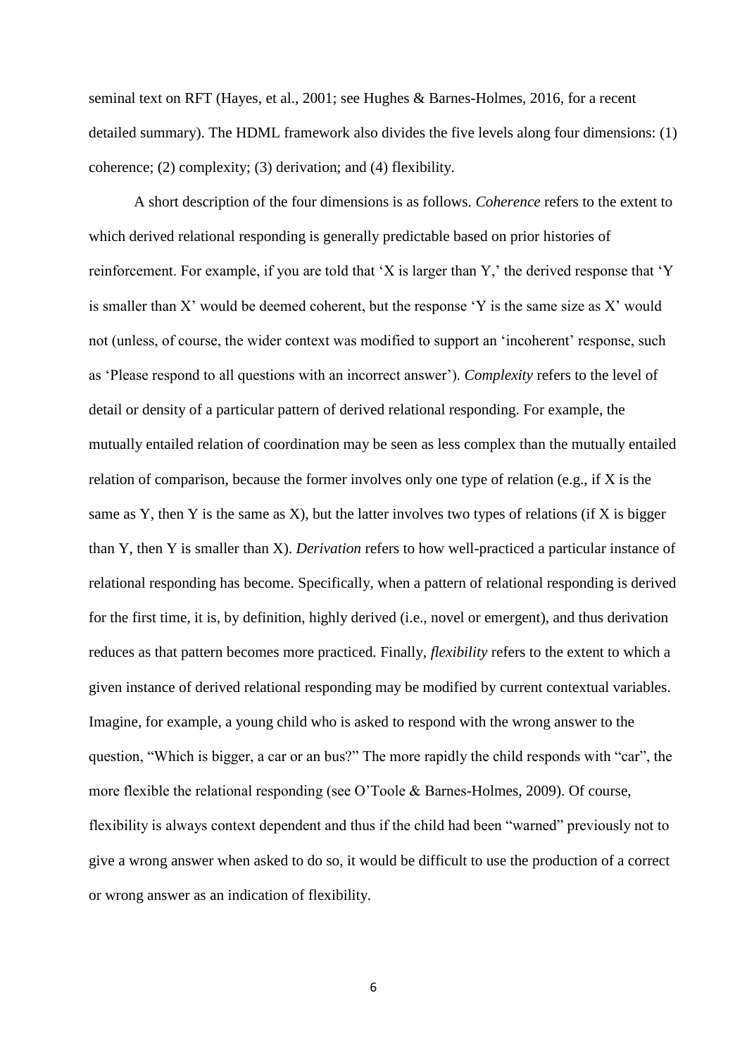seminal text on RFT (Hayes, et al., 2001; see Hughes & Barnes-Holmes, 2016, for a recent detailed summary). The HDML framework also divides the five levels along four dimensions: (1) coherence; (2) complexity; (3) derivation; and (4) flexibility.

A short description of the four dimensions is as follows. *Coherence* refers to the extent to which derived relational responding is generally predictable based on prior histories of reinforcement. For example, if you are told that 'X is larger than Y,' the derived response that 'Y is smaller than X' would be deemed coherent, but the response 'Y is the same size as X' would not (unless, of course, the wider context was modified to support an 'incoherent' response, such as 'Please respond to all questions with an incorrect answer'). *Complexity* refers to the level of detail or density of a particular pattern of derived relational responding. For example, the mutually entailed relation of coordination may be seen as less complex than the mutually entailed relation of comparison, because the former involves only one type of relation (e.g., if X is the same as Y, then Y is the same as X), but the latter involves two types of relations (if X is bigger than Y, then Y is smaller than X). *Derivation* refers to how well-practiced a particular instance of relational responding has become. Specifically, when a pattern of relational responding is derived for the first time, it is, by definition, highly derived (i.e., novel or emergent), and thus derivation reduces as that pattern becomes more practiced. Finally, *flexibility* refers to the extent to which a given instance of derived relational responding may be modified by current contextual variables. Imagine, for example, a young child who is asked to respond with the wrong answer to the question, "Which is bigger, a car or an bus?" The more rapidly the child responds with "car", the more flexible the relational responding (see O'Toole & Barnes-Holmes, 2009). Of course, flexibility is always context dependent and thus if the child had been "warned" previously not to give a wrong answer when asked to do so, it would be difficult to use the production of a correct or wrong answer as an indication of flexibility.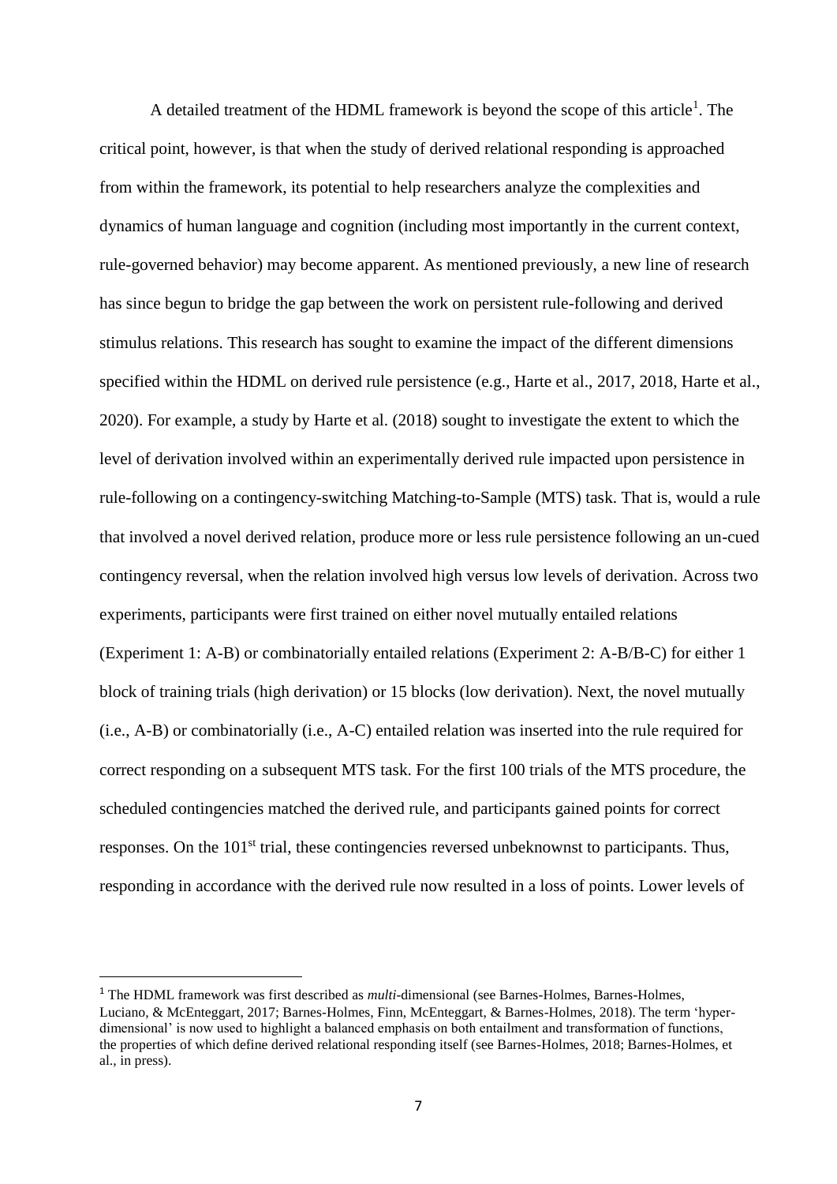A detailed treatment of the HDML framework is beyond the scope of this article[1]. The critical point, however, is that when the study of derived relational responding is approached from within the framework, its potential to help researchers analyze the complexities and dynamics of human language and cognition (including most importantly in the current context, rule-governed behavior) may become apparent. As mentioned previously, a new line of research has since begun to bridge the gap between the work on persistent rule-following and derived stimulus relations. This research has sought to examine the impact of the different dimensions specified within the HDML on derived rule persistence (e.g., Harte et al., 2017, 2018, Harte et al., 2020). For example, a study by Harte et al. (2018) sought to investigate the extent to which the level of derivation involved within an experimentally derived rule impacted upon persistence in rule-following on a contingency-switching Matching-to-Sample (MTS) task. That is, would a rule that involved a novel derived relation, produce more or less rule persistence following an un-cued contingency reversal, when the relation involved high versus low levels of derivation. Across two experiments, participants were first trained on either novel mutually entailed relations (Experiment 1: A-B) or combinatorially entailed relations (Experiment 2: A-B/B-C) for either 1 block of training trials (high derivation) or 15 blocks (low derivation). Next, the novel mutually (i.e., A-B) or combinatorially (i.e., A-C) entailed relation was inserted into the rule required for correct responding on a subsequent MTS task. For the first 100 trials of the MTS procedure, the scheduled contingencies matched the derived rule, and participants gained points for correct responses. On the 101st trial, these contingencies reversed unbeknownst to participants. Thus, responding in accordance with the derived rule now resulted in a loss of points. Lower levels of

[1] The HDML framework was first described as *multi*-dimensional (see Barnes-Holmes, Barnes-Holmes, Luciano, & McEnteggart, 2017; Barnes-Holmes, Finn, McEnteggart, & Barnes-Holmes, 2018). The term 'hyper-dimensional' is now used to highlight a balanced emphasis on both entailment and transformation of functions, the properties of which define derived relational responding itself (see Barnes-Holmes, 2018; Barnes-Holmes, et al., in press).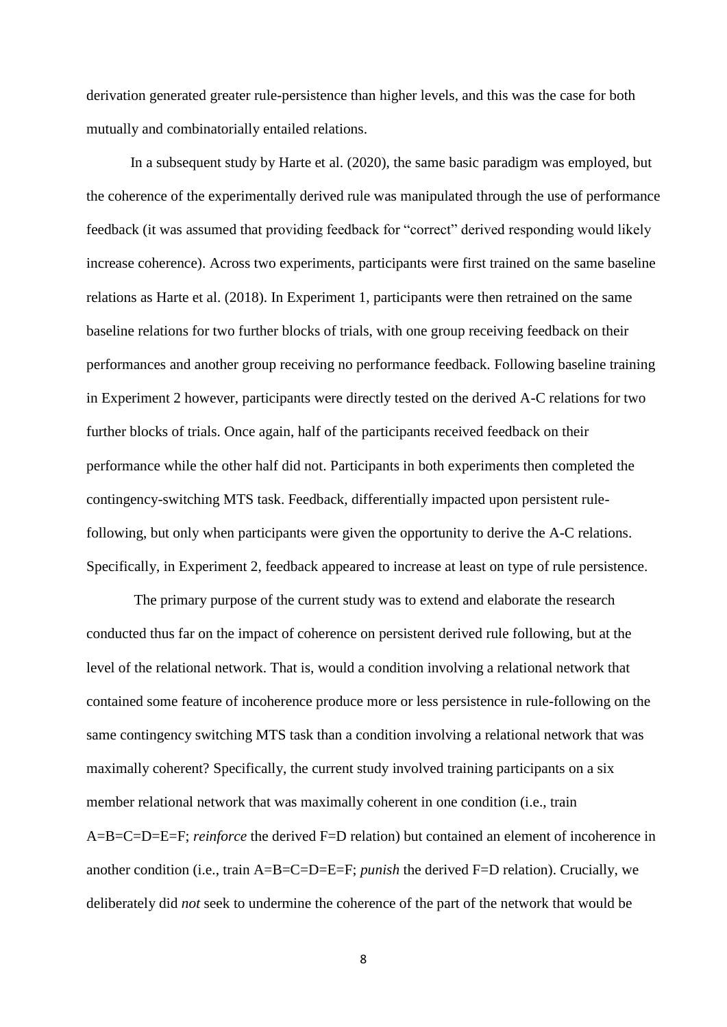derivation generated greater rule-persistence than higher levels, and this was the case for both mutually and combinatorially entailed relations.

In a subsequent study by Harte et al. (2020), the same basic paradigm was employed, but the coherence of the experimentally derived rule was manipulated through the use of performance feedback (it was assumed that providing feedback for "correct" derived responding would likely increase coherence). Across two experiments, participants were first trained on the same baseline relations as Harte et al. (2018). In Experiment 1, participants were then retrained on the same baseline relations for two further blocks of trials, with one group receiving feedback on their performances and another group receiving no performance feedback. Following baseline training in Experiment 2 however, participants were directly tested on the derived A-C relations for two further blocks of trials. Once again, half of the participants received feedback on their performance while the other half did not. Participants in both experiments then completed the contingency-switching MTS task. Feedback, differentially impacted upon persistent rule-following, but only when participants were given the opportunity to derive the A-C relations. Specifically, in Experiment 2, feedback appeared to increase at least on type of rule persistence.

The primary purpose of the current study was to extend and elaborate the research conducted thus far on the impact of coherence on persistent derived rule following, but at the level of the relational network. That is, would a condition involving a relational network that contained some feature of incoherence produce more or less persistence in rule-following on the same contingency switching MTS task than a condition involving a relational network that was maximally coherent? Specifically, the current study involved training participants on a six member relational network that was maximally coherent in one condition (i.e., train A=B=C=D=E=F; *reinforce* the derived F=D relation) but contained an element of incoherence in another condition (i.e., train A=B=C=D=E=F; *punish* the derived F=D relation). Crucially, we deliberately did *not* seek to undermine the coherence of the part of the network that would be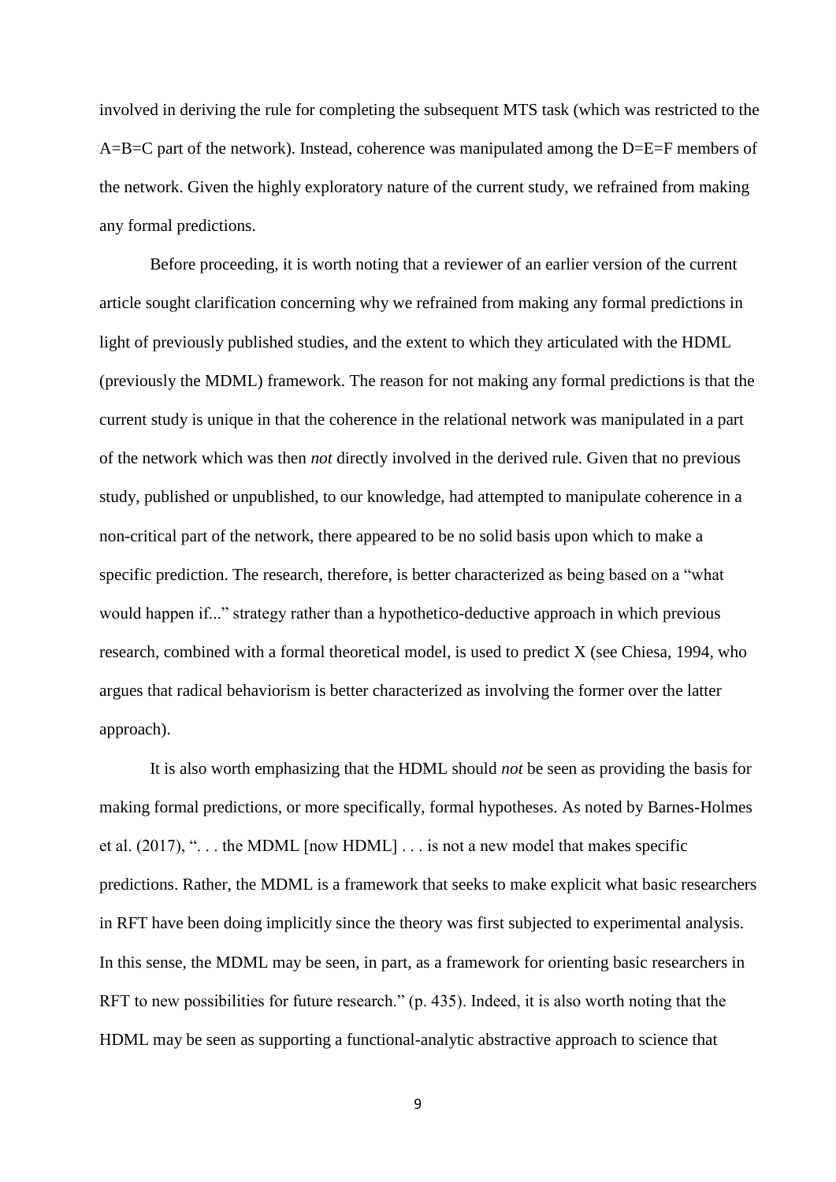involved in deriving the rule for completing the subsequent MTS task (which was restricted to the A=B=C part of the network). Instead, coherence was manipulated among the D=E=F members of the network. Given the highly exploratory nature of the current study, we refrained from making any formal predictions.

Before proceeding, it is worth noting that a reviewer of an earlier version of the current article sought clarification concerning why we refrained from making any formal predictions in light of previously published studies, and the extent to which they articulated with the HDML (previously the MDML) framework. The reason for not making any formal predictions is that the current study is unique in that the coherence in the relational network was manipulated in a part of the network which was then *not* directly involved in the derived rule. Given that no previous study, published or unpublished, to our knowledge, had attempted to manipulate coherence in a non-critical part of the network, there appeared to be no solid basis upon which to make a specific prediction. The research, therefore, is better characterized as being based on a "what would happen if..." strategy rather than a hypothetico-deductive approach in which previous research, combined with a formal theoretical model, is used to predict X (see Chiesa, 1994, who argues that radical behaviorism is better characterized as involving the former over the latter approach).

It is also worth emphasizing that the HDML should *not* be seen as providing the basis for making formal predictions, or more specifically, formal hypotheses. As noted by Barnes-Holmes et al. (2017), ". . . the MDML [now HDML] . . . is not a new model that makes specific predictions. Rather, the MDML is a framework that seeks to make explicit what basic researchers in RFT have been doing implicitly since the theory was first subjected to experimental analysis. In this sense, the MDML may be seen, in part, as a framework for orienting basic researchers in RFT to new possibilities for future research." (p. 435). Indeed, it is also worth noting that the HDML may be seen as supporting a functional-analytic abstractive approach to science that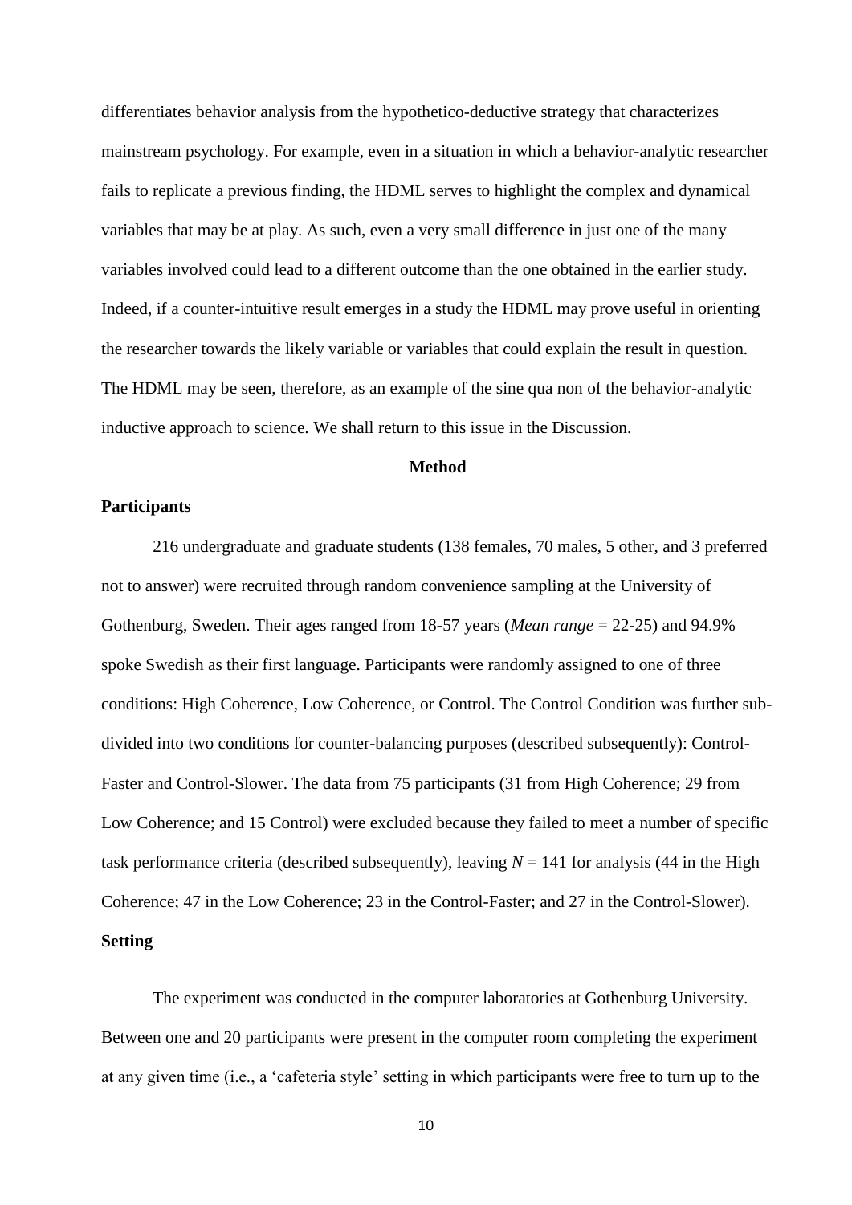differentiates behavior analysis from the hypothetico-deductive strategy that characterizes mainstream psychology. For example, even in a situation in which a behavior-analytic researcher fails to replicate a previous finding, the HDML serves to highlight the complex and dynamical variables that may be at play. As such, even a very small difference in just one of the many variables involved could lead to a different outcome than the one obtained in the earlier study. Indeed, if a counter-intuitive result emerges in a study the HDML may prove useful in orienting the researcher towards the likely variable or variables that could explain the result in question. The HDML may be seen, therefore, as an example of the sine qua non of the behavior-analytic inductive approach to science. We shall return to this issue in the Discussion.

# Method

## Participants

216 undergraduate and graduate students (138 females, 70 males, 5 other, and 3 preferred not to answer) were recruited through random convenience sampling at the University of Gothenburg, Sweden. Their ages ranged from 18-57 years (*Mean range* = 22-25) and 94.9% spoke Swedish as their first language. Participants were randomly assigned to one of three conditions: High Coherence, Low Coherence, or Control. The Control Condition was further sub-divided into two conditions for counter-balancing purposes (described subsequently): Control-Faster and Control-Slower. The data from 75 participants (31 from High Coherence; 29 from Low Coherence; and 15 Control) were excluded because they failed to meet a number of specific task performance criteria (described subsequently), leaving $N$ = 141 for analysis (44 in the High Coherence; 47 in the Low Coherence; 23 in the Control-Faster; and 27 in the Control-Slower).

## Setting

The experiment was conducted in the computer laboratories at Gothenburg University. Between one and 20 participants were present in the computer room completing the experiment at any given time (i.e., a 'cafeteria style' setting in which participants were free to turn up to the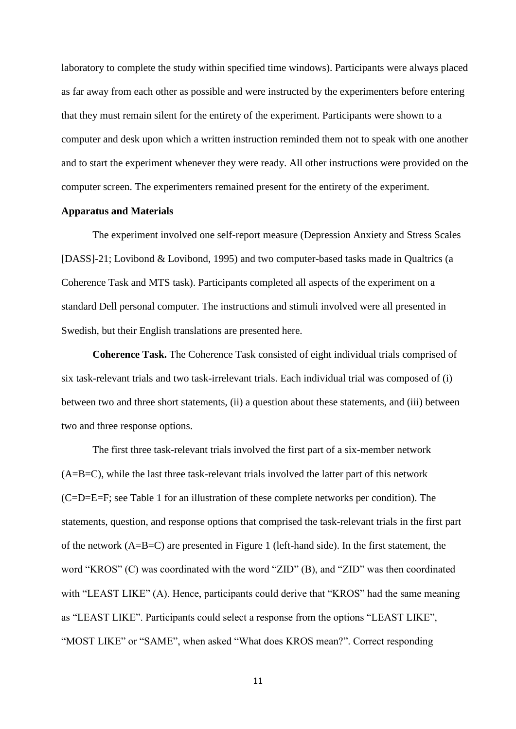laboratory to complete the study within specified time windows). Participants were always placed as far away from each other as possible and were instructed by the experimenters before entering that they must remain silent for the entirety of the experiment. Participants were shown to a computer and desk upon which a written instruction reminded them not to speak with one another and to start the experiment whenever they were ready. All other instructions were provided on the computer screen. The experimenters remained present for the entirety of the experiment.

## Apparatus and Materials

The experiment involved one self-report measure (Depression Anxiety and Stress Scales [DASS]-21; Lovibond & Lovibond, 1995) and two computer-based tasks made in Qualtrics (a Coherence Task and MTS task). Participants completed all aspects of the experiment on a standard Dell personal computer. The instructions and stimuli involved were all presented in Swedish, but their English translations are presented here.

**Coherence Task.** The Coherence Task consisted of eight individual trials comprised of six task-relevant trials and two task-irrelevant trials. Each individual trial was composed of (i) between two and three short statements, (ii) a question about these statements, and (iii) between two and three response options.

The first three task-relevant trials involved the first part of a six-member network (A=B=C), while the last three task-relevant trials involved the latter part of this network (C=D=E=F; see Table 1 for an illustration of these complete networks per condition). The statements, question, and response options that comprised the task-relevant trials in the first part of the network (A=B=C) are presented in Figure 1 (left-hand side). In the first statement, the word "KROS" (C) was coordinated with the word "ZID" (B), and "ZID" was then coordinated with "LEAST LIKE" (A). Hence, participants could derive that "KROS" had the same meaning as "LEAST LIKE". Participants could select a response from the options "LEAST LIKE", "MOST LIKE" or "SAME", when asked "What does KROS mean?". Correct responding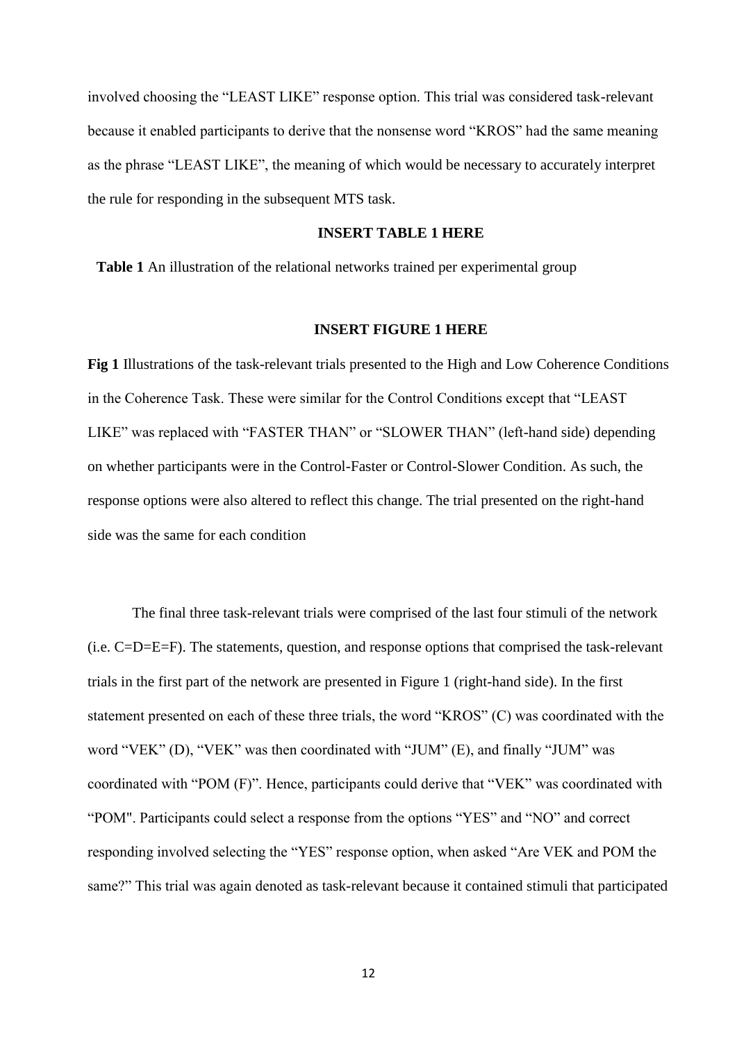involved choosing the "LEAST LIKE" response option. This trial was considered task-relevant because it enabled participants to derive that the nonsense word "KROS" had the same meaning as the phrase "LEAST LIKE", the meaning of which would be necessary to accurately interpret the rule for responding in the subsequent MTS task.

**INSERT TABLE 1 HERE**

**Table 1** An illustration of the relational networks trained per experimental group

**INSERT FIGURE 1 HERE**

**Fig 1** Illustrations of the task-relevant trials presented to the High and Low Coherence Conditions in the Coherence Task. These were similar for the Control Conditions except that "LEAST LIKE" was replaced with "FASTER THAN" or "SLOWER THAN" (left-hand side) depending on whether participants were in the Control-Faster or Control-Slower Condition. As such, the response options were also altered to reflect this change. The trial presented on the right-hand side was the same for each condition

The final three task-relevant trials were comprised of the last four stimuli of the network (i.e. C=D=E=F). The statements, question, and response options that comprised the task-relevant trials in the first part of the network are presented in Figure 1 (right-hand side). In the first statement presented on each of these three trials, the word "KROS" (C) was coordinated with the word "VEK" (D), "VEK" was then coordinated with "JUM" (E), and finally "JUM" was coordinated with "POM (F)". Hence, participants could derive that "VEK" was coordinated with "POM". Participants could select a response from the options "YES" and "NO" and correct responding involved selecting the "YES" response option, when asked "Are VEK and POM the same?" This trial was again denoted as task-relevant because it contained stimuli that participated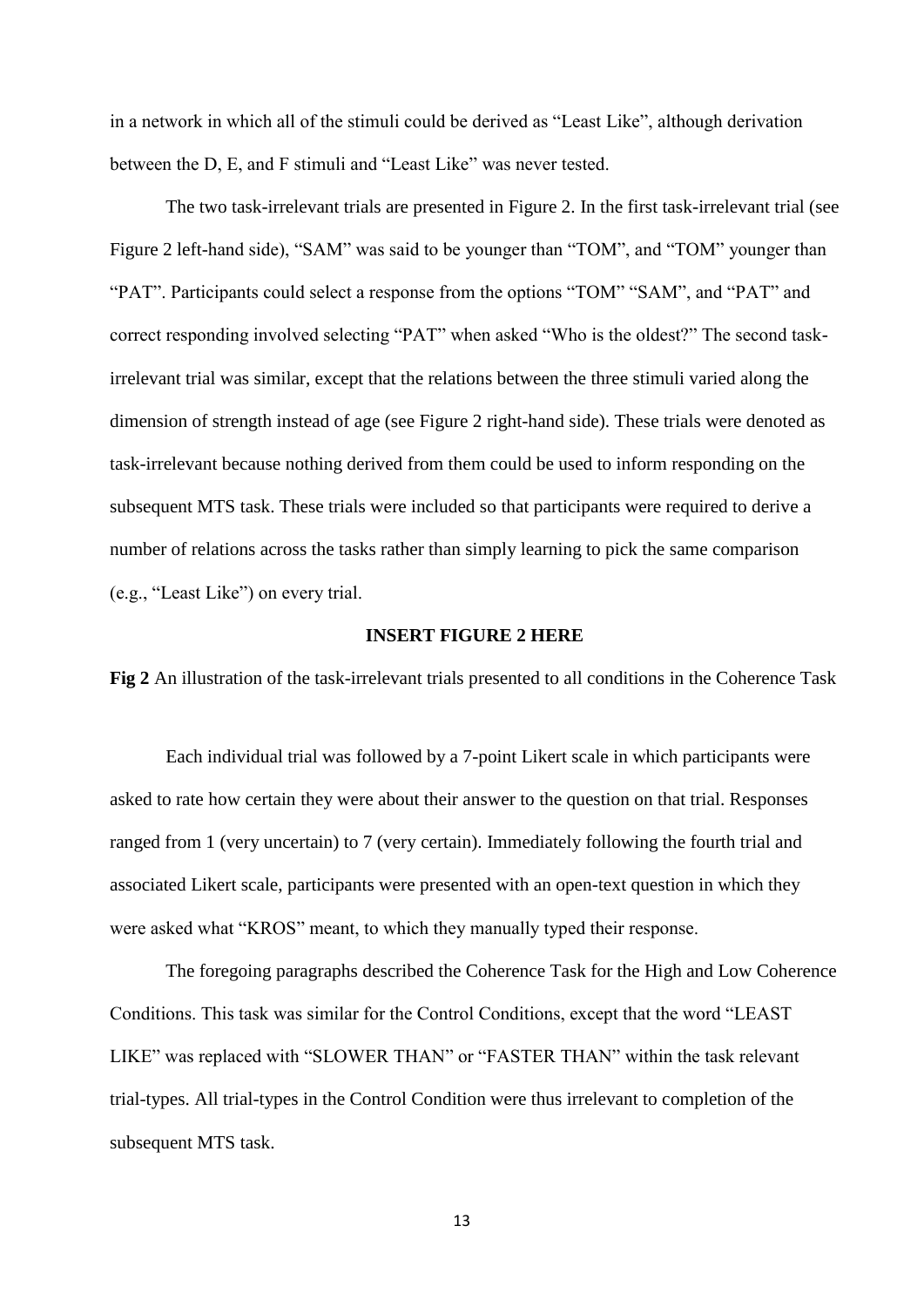in a network in which all of the stimuli could be derived as "Least Like", although derivation between the D, E, and F stimuli and "Least Like" was never tested.

The two task-irrelevant trials are presented in Figure 2. In the first task-irrelevant trial (see Figure 2 left-hand side), "SAM" was said to be younger than "TOM", and "TOM" younger than "PAT". Participants could select a response from the options "TOM" "SAM", and "PAT" and correct responding involved selecting "PAT" when asked "Who is the oldest?" The second task-irrelevant trial was similar, except that the relations between the three stimuli varied along the dimension of strength instead of age (see Figure 2 right-hand side). These trials were denoted as task-irrelevant because nothing derived from them could be used to inform responding on the subsequent MTS task. These trials were included so that participants were required to derive a number of relations across the tasks rather than simply learning to pick the same comparison (e.g., "Least Like") on every trial.

**INSERT FIGURE 2 HERE**

**Fig 2** An illustration of the task-irrelevant trials presented to all conditions in the Coherence Task

Each individual trial was followed by a 7-point Likert scale in which participants were asked to rate how certain they were about their answer to the question on that trial. Responses ranged from 1 (very uncertain) to 7 (very certain). Immediately following the fourth trial and associated Likert scale, participants were presented with an open-text question in which they were asked what "KROS" meant, to which they manually typed their response.

The foregoing paragraphs described the Coherence Task for the High and Low Coherence Conditions. This task was similar for the Control Conditions, except that the word "LEAST LIKE" was replaced with "SLOWER THAN" or "FASTER THAN" within the task relevant trial-types. All trial-types in the Control Condition were thus irrelevant to completion of the subsequent MTS task.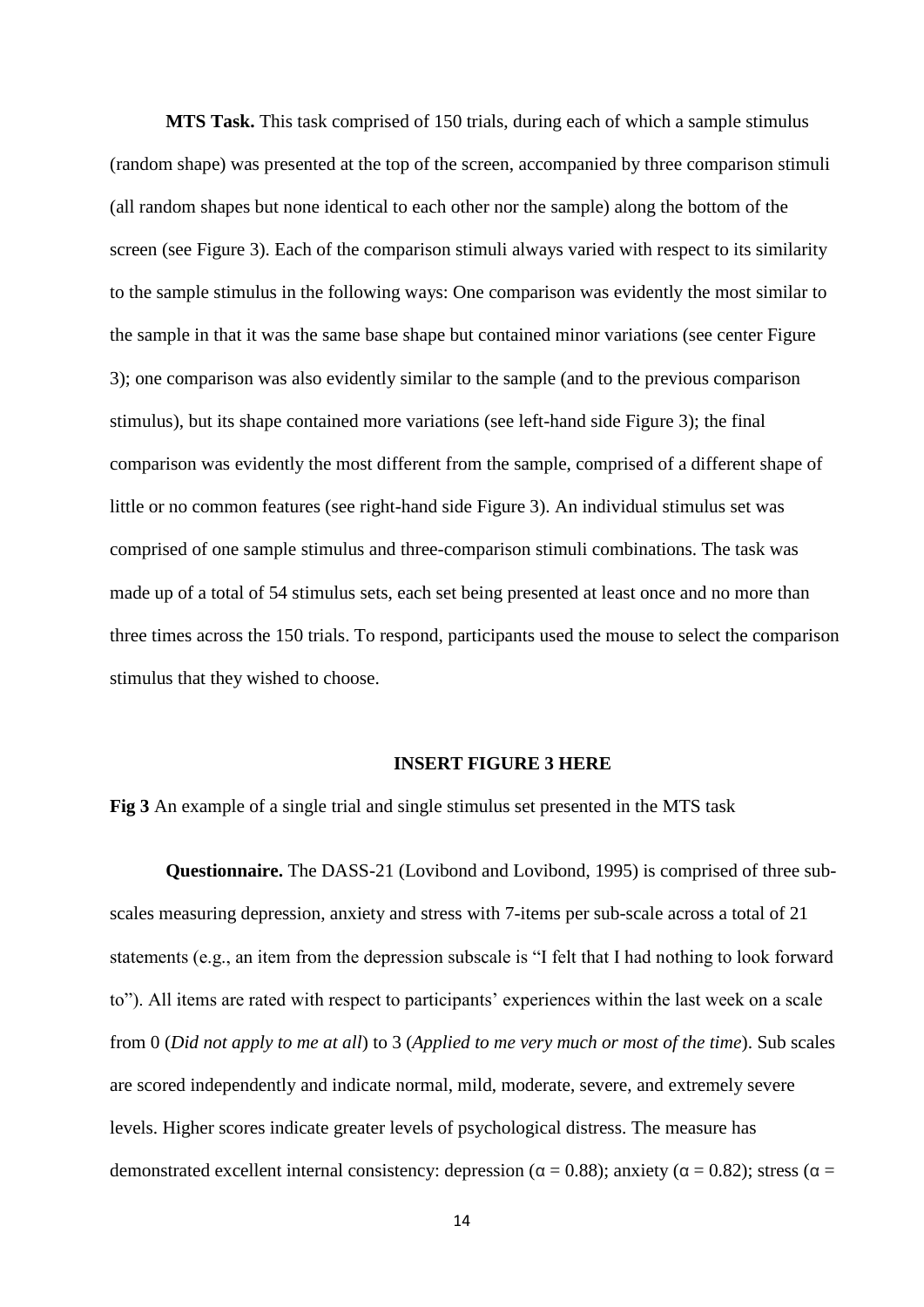**MTS Task.** This task comprised of 150 trials, during each of which a sample stimulus (random shape) was presented at the top of the screen, accompanied by three comparison stimuli (all random shapes but none identical to each other nor the sample) along the bottom of the screen (see Figure 3). Each of the comparison stimuli always varied with respect to its similarity to the sample stimulus in the following ways: One comparison was evidently the most similar to the sample in that it was the same base shape but contained minor variations (see center Figure 3); one comparison was also evidently similar to the sample (and to the previous comparison stimulus), but its shape contained more variations (see left-hand side Figure 3); the final comparison was evidently the most different from the sample, comprised of a different shape of little or no common features (see right-hand side Figure 3). An individual stimulus set was comprised of one sample stimulus and three-comparison stimuli combinations. The task was made up of a total of 54 stimulus sets, each set being presented at least once and no more than three times across the 150 trials. To respond, participants used the mouse to select the comparison stimulus that they wished to choose.

**INSERT FIGURE 3 HERE**

**Fig 3** An example of a single trial and single stimulus set presented in the MTS task

**Questionnaire.** The DASS-21 (Lovibond and Lovibond, 1995) is comprised of three sub-scales measuring depression, anxiety and stress with 7-items per sub-scale across a total of 21 statements (e.g., an item from the depression subscale is "I felt that I had nothing to look forward to"). All items are rated with respect to participants' experiences within the last week on a scale from 0 (*Did not apply to me at all*) to 3 (*Applied to me very much or most of the time*). Sub scales are scored independently and indicate normal, mild, moderate, severe, and extremely severe levels. Higher scores indicate greater levels of psychological distress. The measure has demonstrated excellent internal consistency: depression ($\alpha = 0.88$); anxiety ($\alpha = 0.82$); stress ($\alpha =$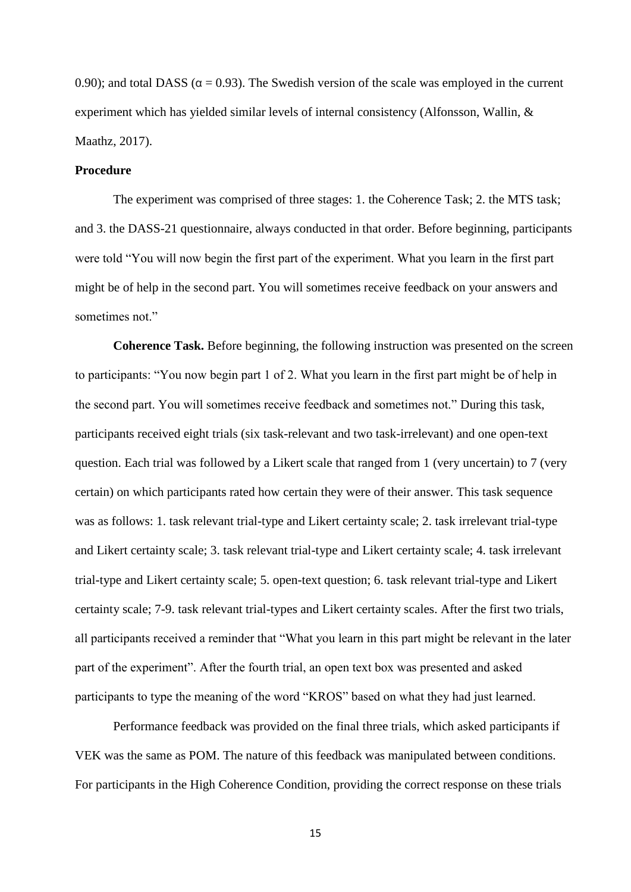0.90); and total DASS ($\alpha = 0.93$). The Swedish version of the scale was employed in the current experiment which has yielded similar levels of internal consistency (Alfonsson, Wallin, & Maathz, 2017).

**Procedure**

The experiment was comprised of three stages: 1. the Coherence Task; 2. the MTS task; and 3. the DASS-21 questionnaire, always conducted in that order. Before beginning, participants were told "You will now begin the first part of the experiment. What you learn in the first part might be of help in the second part. You will sometimes receive feedback on your answers and sometimes not."

**Coherence Task.** Before beginning, the following instruction was presented on the screen to participants: "You now begin part 1 of 2. What you learn in the first part might be of help in the second part. You will sometimes receive feedback and sometimes not." During this task, participants received eight trials (six task-relevant and two task-irrelevant) and one open-text question. Each trial was followed by a Likert scale that ranged from 1 (very uncertain) to 7 (very certain) on which participants rated how certain they were of their answer. This task sequence was as follows: 1. task relevant trial-type and Likert certainty scale; 2. task irrelevant trial-type and Likert certainty scale; 3. task relevant trial-type and Likert certainty scale; 4. task irrelevant trial-type and Likert certainty scale; 5. open-text question; 6. task relevant trial-type and Likert certainty scale; 7-9. task relevant trial-types and Likert certainty scales. After the first two trials, all participants received a reminder that "What you learn in this part might be relevant in the later part of the experiment". After the fourth trial, an open text box was presented and asked participants to type the meaning of the word "KROS" based on what they had just learned.

Performance feedback was provided on the final three trials, which asked participants if VEK was the same as POM. The nature of this feedback was manipulated between conditions. For participants in the High Coherence Condition, providing the correct response on these trials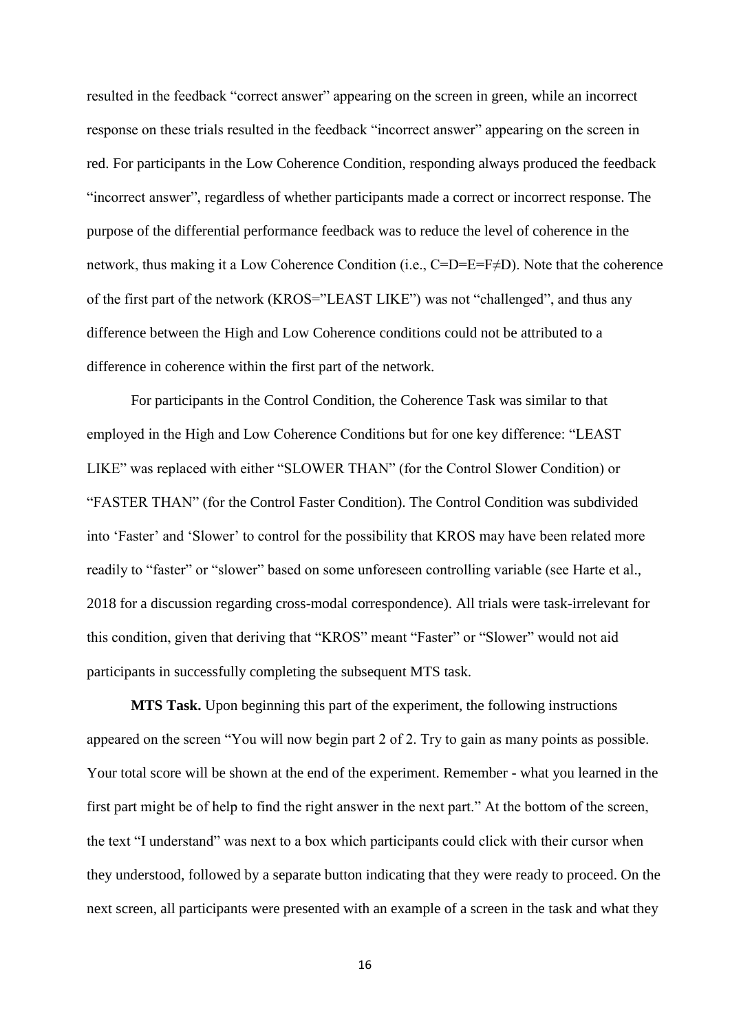resulted in the feedback “correct answer” appearing on the screen in green, while an incorrect response on these trials resulted in the feedback “incorrect answer” appearing on the screen in red. For participants in the Low Coherence Condition, responding always produced the feedback “incorrect answer”, regardless of whether participants made a correct or incorrect response. The purpose of the differential performance feedback was to reduce the level of coherence in the network, thus making it a Low Coherence Condition (i.e., C=D=E=F≠D). Note that the coherence of the first part of the network (KROS=”LEAST LIKE”) was not “challenged”, and thus any difference between the High and Low Coherence conditions could not be attributed to a difference in coherence within the first part of the network.

For participants in the Control Condition, the Coherence Task was similar to that employed in the High and Low Coherence Conditions but for one key difference: “LEAST LIKE” was replaced with either “SLOWER THAN” (for the Control Slower Condition) or “FASTER THAN” (for the Control Faster Condition). The Control Condition was subdivided into ‘Faster’ and ‘Slower’ to control for the possibility that KROS may have been related more readily to “faster” or “slower” based on some unforeseen controlling variable (see Harte et al., 2018 for a discussion regarding cross-modal correspondence). All trials were task-irrelevant for this condition, given that deriving that “KROS” meant “Faster” or “Slower” would not aid participants in successfully completing the subsequent MTS task.

**MTS Task.** Upon beginning this part of the experiment, the following instructions appeared on the screen “You will now begin part 2 of 2. Try to gain as many points as possible. Your total score will be shown at the end of the experiment. Remember - what you learned in the first part might be of help to find the right answer in the next part.” At the bottom of the screen, the text “I understand” was next to a box which participants could click with their cursor when they understood, followed by a separate button indicating that they were ready to proceed. On the next screen, all participants were presented with an example of a screen in the task and what they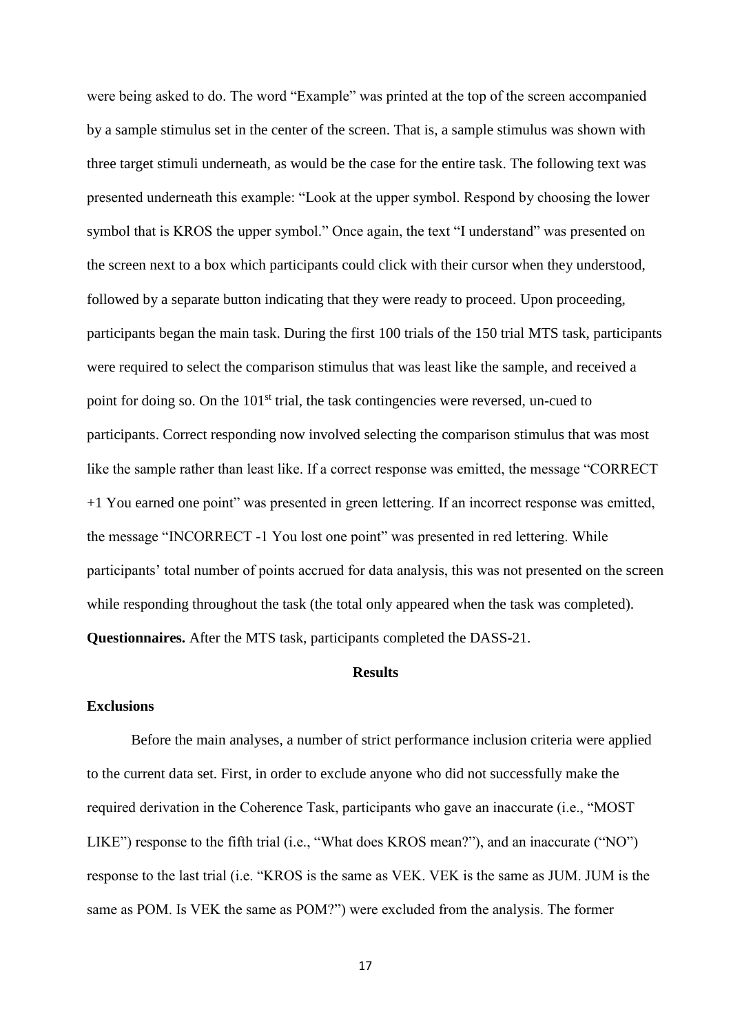were being asked to do. The word “Example” was printed at the top of the screen accompanied by a sample stimulus set in the center of the screen. That is, a sample stimulus was shown with three target stimuli underneath, as would be the case for the entire task. The following text was presented underneath this example: “Look at the upper symbol. Respond by choosing the lower symbol that is KROS the upper symbol.” Once again, the text “I understand” was presented on the screen next to a box which participants could click with their cursor when they understood, followed by a separate button indicating that they were ready to proceed. Upon proceeding, participants began the main task. During the first 100 trials of the 150 trial MTS task, participants were required to select the comparison stimulus that was least like the sample, and received a point for doing so. On the 101st trial, the task contingencies were reversed, un-cued to participants. Correct responding now involved selecting the comparison stimulus that was most like the sample rather than least like. If a correct response was emitted, the message “CORRECT +1 You earned one point” was presented in green lettering. If an incorrect response was emitted, the message “INCORRECT -1 You lost one point” was presented in red lettering. While participants’ total number of points accrued for data analysis, this was not presented on the screen while responding throughout the task (the total only appeared when the task was completed).

**Questionnaires.** After the MTS task, participants completed the DASS-21.

## Results

### Exclusions

Before the main analyses, a number of strict performance inclusion criteria were applied to the current data set. First, in order to exclude anyone who did not successfully make the required derivation in the Coherence Task, participants who gave an inaccurate (i.e., “MOST LIKE”) response to the fifth trial (i.e., “What does KROS mean?”), and an inaccurate (“NO”) response to the last trial (i.e. “KROS is the same as VEK. VEK is the same as JUM. JUM is the same as POM. Is VEK the same as POM?”) were excluded from the analysis. The former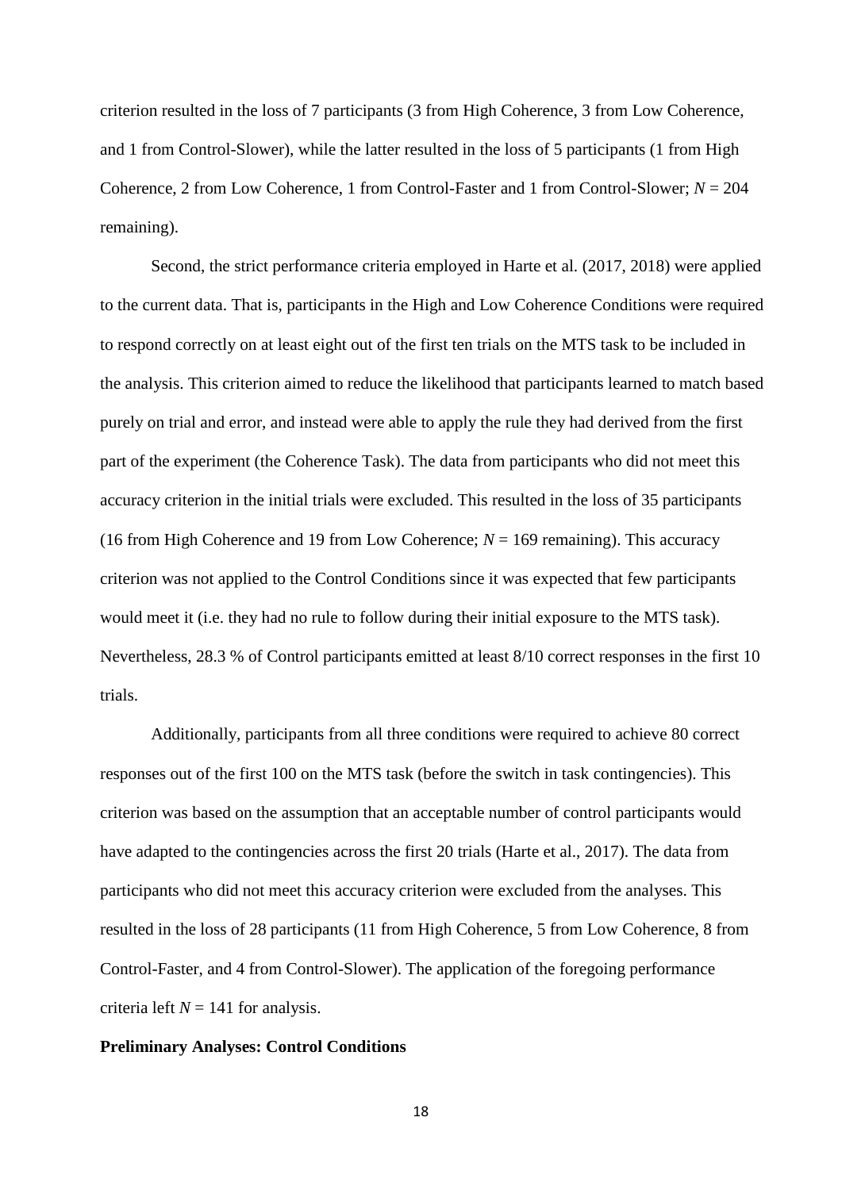criterion resulted in the loss of 7 participants (3 from High Coherence, 3 from Low Coherence, and 1 from Control-Slower), while the latter resulted in the loss of 5 participants (1 from High Coherence, 2 from Low Coherence, 1 from Control-Faster and 1 from Control-Slower; $N = 204$ remaining).

Second, the strict performance criteria employed in Harte et al. (2017, 2018) were applied to the current data. That is, participants in the High and Low Coherence Conditions were required to respond correctly on at least eight out of the first ten trials on the MTS task to be included in the analysis. This criterion aimed to reduce the likelihood that participants learned to match based purely on trial and error, and instead were able to apply the rule they had derived from the first part of the experiment (the Coherence Task). The data from participants who did not meet this accuracy criterion in the initial trials were excluded. This resulted in the loss of 35 participants (16 from High Coherence and 19 from Low Coherence; $N = 169$ remaining). This accuracy criterion was not applied to the Control Conditions since it was expected that few participants would meet it (i.e. they had no rule to follow during their initial exposure to the MTS task). Nevertheless, 28.3 % of Control participants emitted at least 8/10 correct responses in the first 10 trials.

Additionally, participants from all three conditions were required to achieve 80 correct responses out of the first 100 on the MTS task (before the switch in task contingencies). This criterion was based on the assumption that an acceptable number of control participants would have adapted to the contingencies across the first 20 trials (Harte et al., 2017). The data from participants who did not meet this accuracy criterion were excluded from the analyses. This resulted in the loss of 28 participants (11 from High Coherence, 5 from Low Coherence, 8 from Control-Faster, and 4 from Control-Slower). The application of the foregoing performance criteria left $N = 141$ for analysis.

**Preliminary Analyses: Control Conditions**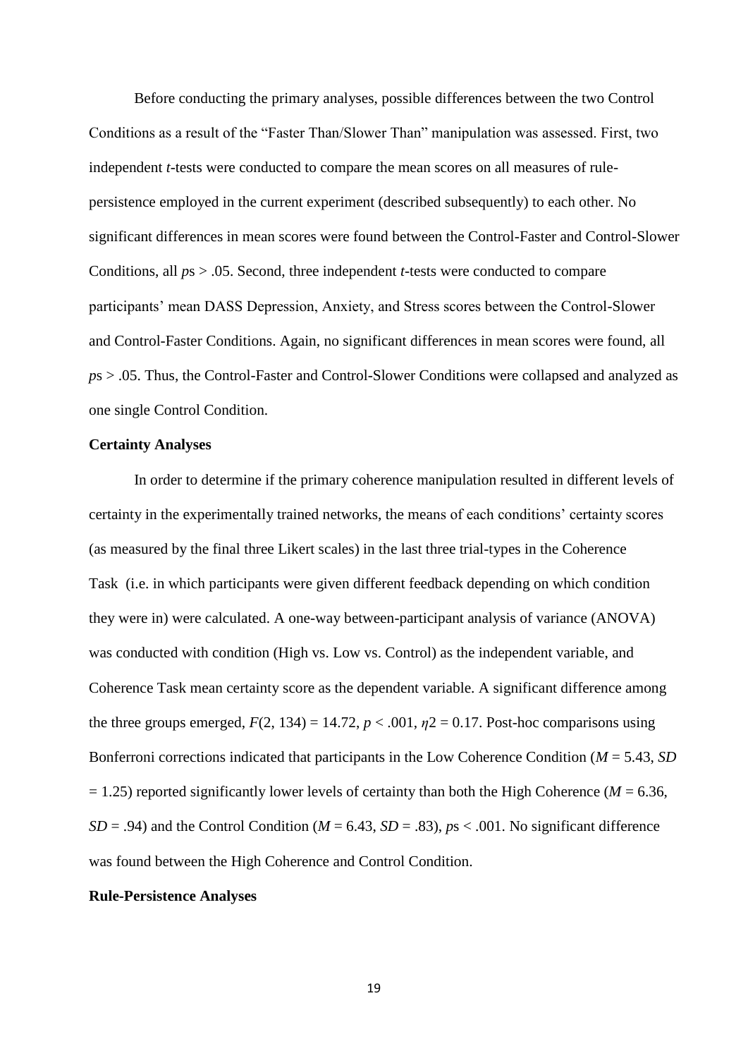Before conducting the primary analyses, possible differences between the two Control Conditions as a result of the "Faster Than/Slower Than" manipulation was assessed. First, two independent *t*-tests were conducted to compare the mean scores on all measures of rule-persistence employed in the current experiment (described subsequently) to each other. No significant differences in mean scores were found between the Control-Faster and Control-Slower Conditions, all *p*s > .05. Second, three independent *t*-tests were conducted to compare participants' mean DASS Depression, Anxiety, and Stress scores between the Control-Slower and Control-Faster Conditions. Again, no significant differences in mean scores were found, all *p*s > .05. Thus, the Control-Faster and Control-Slower Conditions were collapsed and analyzed as one single Control Condition.

**Certainty Analyses**

In order to determine if the primary coherence manipulation resulted in different levels of certainty in the experimentally trained networks, the means of each conditions' certainty scores (as measured by the final three Likert scales) in the last three trial-types in the Coherence Task (i.e. in which participants were given different feedback depending on which condition they were in) were calculated. A one-way between-participant analysis of variance (ANOVA) was conducted with condition (High vs. Low vs. Control) as the independent variable, and Coherence Task mean certainty score as the dependent variable. A significant difference among the three groups emerged, $F(2, 134) = 14.72$, $p < .001$, $\eta 2 = 0.17$. Post-hoc comparisons using Bonferroni corrections indicated that participants in the Low Coherence Condition ($M = 5.43$, $SD = 1.25$) reported significantly lower levels of certainty than both the High Coherence ($M = 6.36$, $SD = .94$) and the Control Condition ($M = 6.43$, $SD = .83$), *p*s < .001. No significant difference was found between the High Coherence and Control Condition.

**Rule-Persistence Analyses**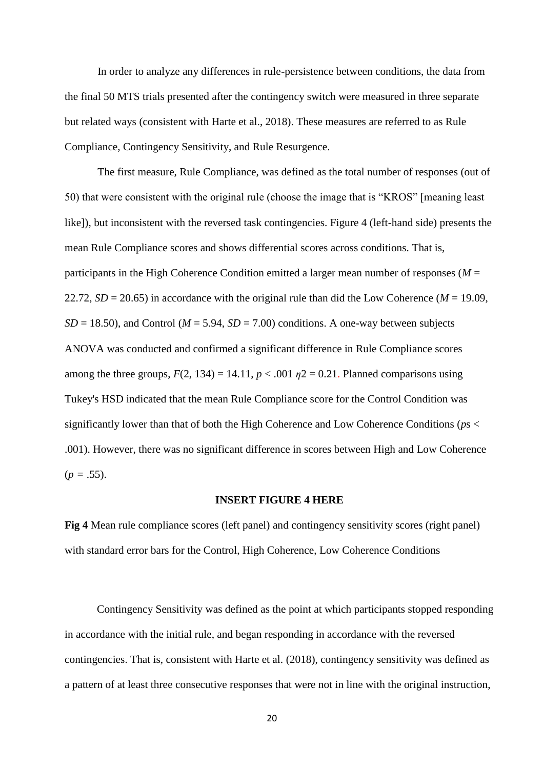In order to analyze any differences in rule-persistence between conditions, the data from the final 50 MTS trials presented after the contingency switch were measured in three separate but related ways (consistent with Harte et al., 2018). These measures are referred to as Rule Compliance, Contingency Sensitivity, and Rule Resurgence.

The first measure, Rule Compliance, was defined as the total number of responses (out of 50) that were consistent with the original rule (choose the image that is "KROS" [meaning least like]), but inconsistent with the reversed task contingencies. Figure 4 (left-hand side) presents the mean Rule Compliance scores and shows differential scores across conditions. That is, participants in the High Coherence Condition emitted a larger mean number of responses ($M$ = 22.72, $SD$ = 20.65) in accordance with the original rule than did the Low Coherence ($M$ = 19.09, $SD$ = 18.50), and Control ($M$ = 5.94, $SD$ = 7.00) conditions. A one-way between subjects ANOVA was conducted and confirmed a significant difference in Rule Compliance scores among the three groups, $F(2, 134) = 14.11$, $p < .001$ $\eta 2 = 0.21$. Planned comparisons using Tukey's HSD indicated that the mean Rule Compliance score for the Control Condition was significantly lower than that of both the High Coherence and Low Coherence Conditions ($p$s < .001). However, there was no significant difference in scores between High and Low Coherence ($p$ = .55).

**INSERT FIGURE 4 HERE**

**Fig 4** Mean rule compliance scores (left panel) and contingency sensitivity scores (right panel) with standard error bars for the Control, High Coherence, Low Coherence Conditions

Contingency Sensitivity was defined as the point at which participants stopped responding in accordance with the initial rule, and began responding in accordance with the reversed contingencies. That is, consistent with Harte et al. (2018), contingency sensitivity was defined as a pattern of at least three consecutive responses that were not in line with the original instruction,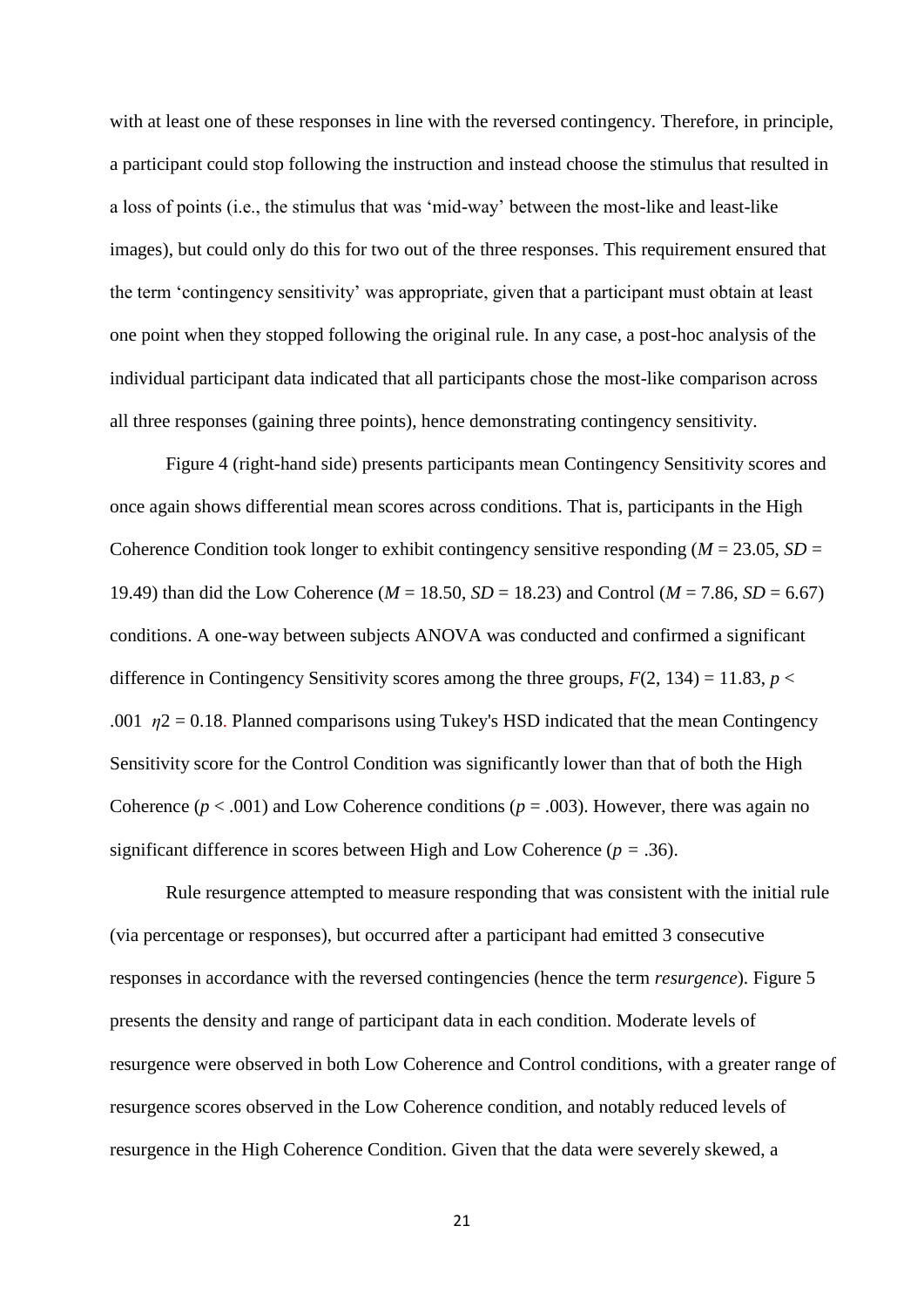with at least one of these responses in line with the reversed contingency. Therefore, in principle, a participant could stop following the instruction and instead choose the stimulus that resulted in a loss of points (i.e., the stimulus that was 'mid-way' between the most-like and least-like images), but could only do this for two out of the three responses. This requirement ensured that the term 'contingency sensitivity' was appropriate, given that a participant must obtain at least one point when they stopped following the original rule. In any case, a post-hoc analysis of the individual participant data indicated that all participants chose the most-like comparison across all three responses (gaining three points), hence demonstrating contingency sensitivity.

Figure 4 (right-hand side) presents participants mean Contingency Sensitivity scores and once again shows differential mean scores across conditions. That is, participants in the High Coherence Condition took longer to exhibit contingency sensitive responding ($M$ = 23.05, $SD$ = 19.49) than did the Low Coherence ($M$ = 18.50, $SD$ = 18.23) and Control ($M$ = 7.86, $SD$ = 6.67) conditions. A one-way between subjects ANOVA was conducted and confirmed a significant difference in Contingency Sensitivity scores among the three groups, $F(2, 134) = 11.83$, $p < .001$ $\eta 2 = 0.18$. Planned comparisons using Tukey's HSD indicated that the mean Contingency Sensitivity score for the Control Condition was significantly lower than that of both the High Coherence ($p < .001$) and Low Coherence conditions ($p = .003$). However, there was again no significant difference in scores between High and Low Coherence ($p = .36$).

Rule resurgence attempted to measure responding that was consistent with the initial rule (via percentage or responses), but occurred after a participant had emitted 3 consecutive responses in accordance with the reversed contingencies (hence the term *resurgence*). Figure 5 presents the density and range of participant data in each condition. Moderate levels of resurgence were observed in both Low Coherence and Control conditions, with a greater range of resurgence scores observed in the Low Coherence condition, and notably reduced levels of resurgence in the High Coherence Condition. Given that the data were severely skewed, a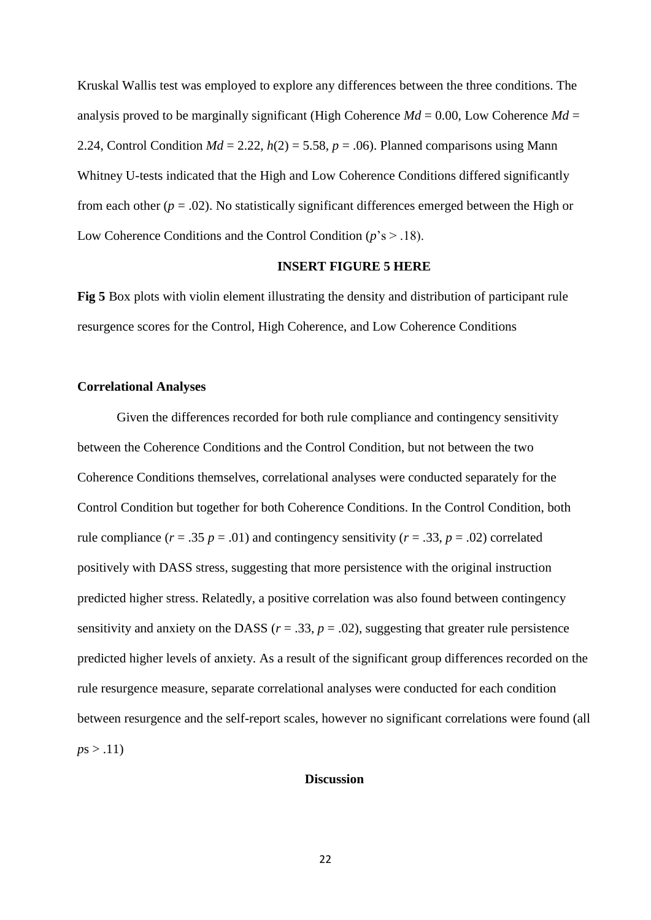Kruskal Wallis test was employed to explore any differences between the three conditions. The analysis proved to be marginally significant (High Coherence *Md* = 0.00, Low Coherence *Md* = 2.24, Control Condition *Md* = 2.22, $h(2) = 5.58$, $p = .06$). Planned comparisons using Mann Whitney U-tests indicated that the High and Low Coherence Conditions differed significantly from each other ($p = .02$). No statistically significant differences emerged between the High or Low Coherence Conditions and the Control Condition ($p$'s > .18).

**INSERT FIGURE 5 HERE**

**Fig 5** Box plots with violin element illustrating the density and distribution of participant rule resurgence scores for the Control, High Coherence, and Low Coherence Conditions

### Correlational Analyses

Given the differences recorded for both rule compliance and contingency sensitivity between the Coherence Conditions and the Control Condition, but not between the two Coherence Conditions themselves, correlational analyses were conducted separately for the Control Condition but together for both Coherence Conditions. In the Control Condition, both rule compliance ($r = .35$ $p = .01$) and contingency sensitivity ($r = .33$, $p = .02$) correlated positively with DASS stress, suggesting that more persistence with the original instruction predicted higher stress. Relatedly, a positive correlation was also found between contingency sensitivity and anxiety on the DASS ($r = .33$, $p = .02$), suggesting that greater rule persistence predicted higher levels of anxiety. As a result of the significant group differences recorded on the rule resurgence measure, separate correlational analyses were conducted for each condition between resurgence and the self-report scales, however no significant correlations were found (all $p$s > .11)

## Discussion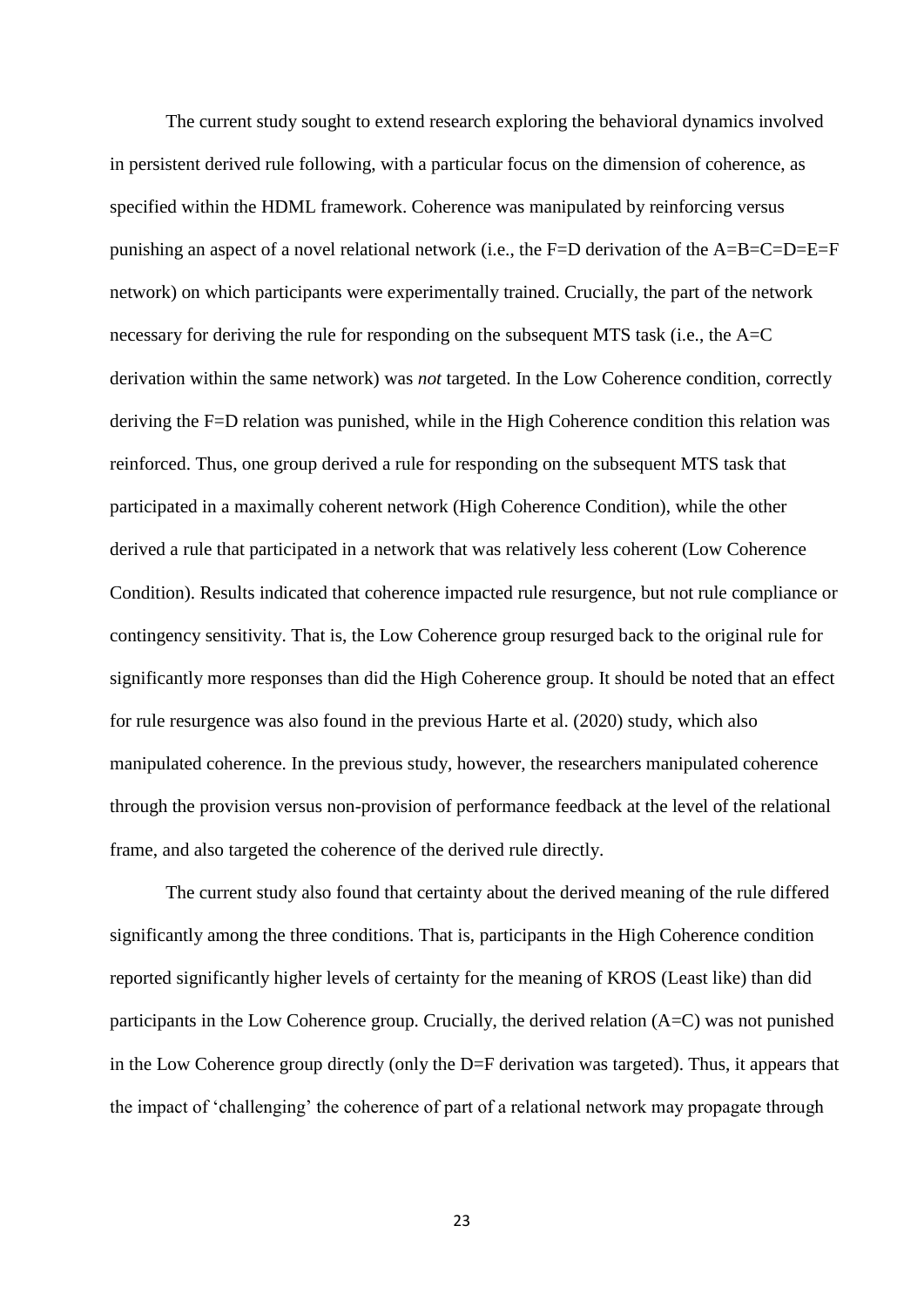The current study sought to extend research exploring the behavioral dynamics involved in persistent derived rule following, with a particular focus on the dimension of coherence, as specified within the HDML framework. Coherence was manipulated by reinforcing versus punishing an aspect of a novel relational network (i.e., the F=D derivation of the A=B=C=D=E=F network) on which participants were experimentally trained. Crucially, the part of the network necessary for deriving the rule for responding on the subsequent MTS task (i.e., the A=C derivation within the same network) was *not* targeted. In the Low Coherence condition, correctly deriving the F=D relation was punished, while in the High Coherence condition this relation was reinforced. Thus, one group derived a rule for responding on the subsequent MTS task that participated in a maximally coherent network (High Coherence Condition), while the other derived a rule that participated in a network that was relatively less coherent (Low Coherence Condition). Results indicated that coherence impacted rule resurgence, but not rule compliance or contingency sensitivity. That is, the Low Coherence group resurged back to the original rule for significantly more responses than did the High Coherence group. It should be noted that an effect for rule resurgence was also found in the previous Harte et al. (2020) study, which also manipulated coherence. In the previous study, however, the researchers manipulated coherence through the provision versus non-provision of performance feedback at the level of the relational frame, and also targeted the coherence of the derived rule directly.

The current study also found that certainty about the derived meaning of the rule differed significantly among the three conditions. That is, participants in the High Coherence condition reported significantly higher levels of certainty for the meaning of KROS (Least like) than did participants in the Low Coherence group. Crucially, the derived relation (A=C) was not punished in the Low Coherence group directly (only the D=F derivation was targeted). Thus, it appears that the impact of 'challenging' the coherence of part of a relational network may propagate through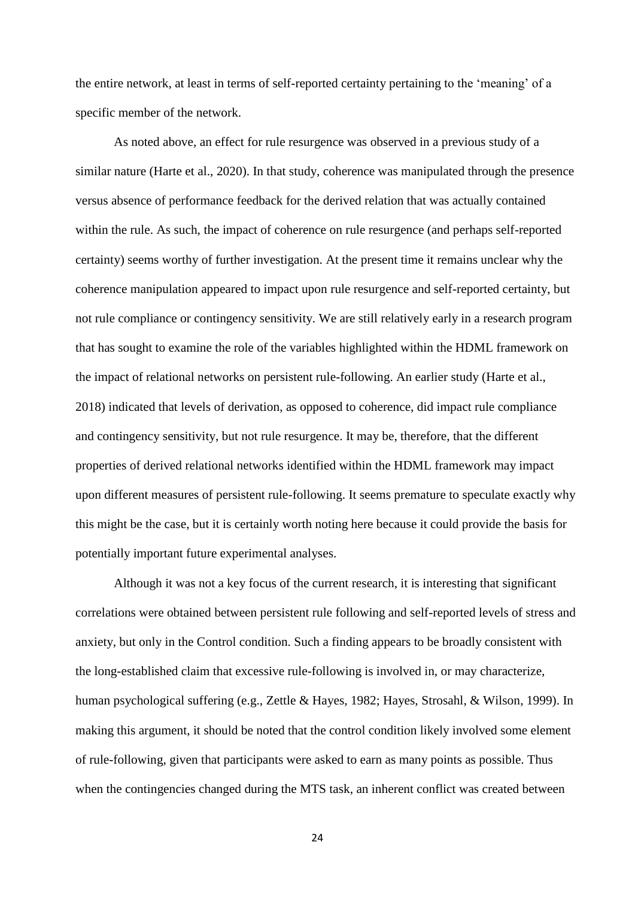the entire network, at least in terms of self-reported certainty pertaining to the 'meaning' of a specific member of the network.

As noted above, an effect for rule resurgence was observed in a previous study of a similar nature (Harte et al., 2020). In that study, coherence was manipulated through the presence versus absence of performance feedback for the derived relation that was actually contained within the rule. As such, the impact of coherence on rule resurgence (and perhaps self-reported certainty) seems worthy of further investigation. At the present time it remains unclear why the coherence manipulation appeared to impact upon rule resurgence and self-reported certainty, but not rule compliance or contingency sensitivity. We are still relatively early in a research program that has sought to examine the role of the variables highlighted within the HDML framework on the impact of relational networks on persistent rule-following. An earlier study (Harte et al., 2018) indicated that levels of derivation, as opposed to coherence, did impact rule compliance and contingency sensitivity, but not rule resurgence. It may be, therefore, that the different properties of derived relational networks identified within the HDML framework may impact upon different measures of persistent rule-following. It seems premature to speculate exactly why this might be the case, but it is certainly worth noting here because it could provide the basis for potentially important future experimental analyses.

Although it was not a key focus of the current research, it is interesting that significant correlations were obtained between persistent rule following and self-reported levels of stress and anxiety, but only in the Control condition. Such a finding appears to be broadly consistent with the long-established claim that excessive rule-following is involved in, or may characterize, human psychological suffering (e.g., Zettle & Hayes, 1982; Hayes, Strosahl, & Wilson, 1999). In making this argument, it should be noted that the control condition likely involved some element of rule-following, given that participants were asked to earn as many points as possible. Thus when the contingencies changed during the MTS task, an inherent conflict was created between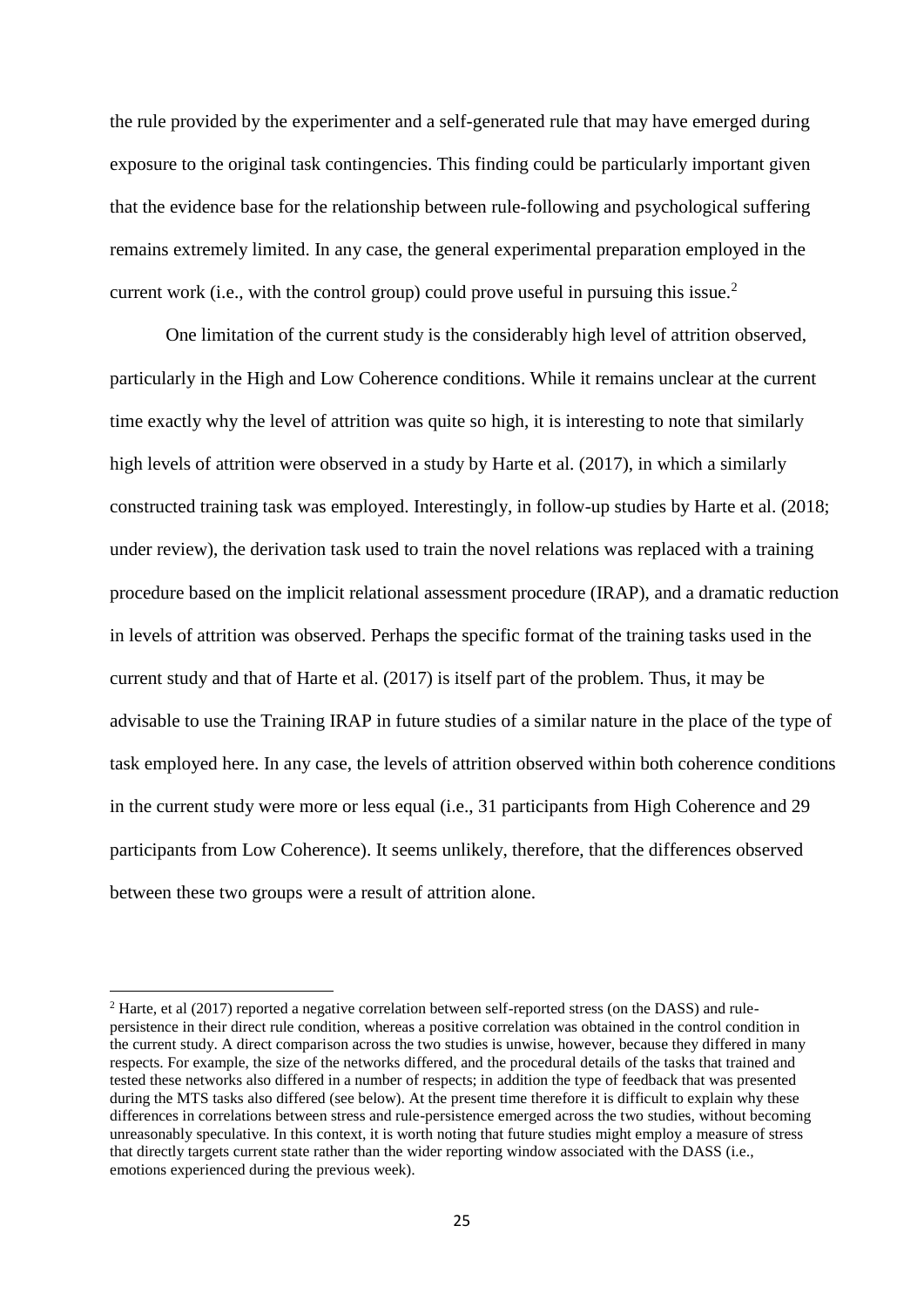the rule provided by the experimenter and a self-generated rule that may have emerged during exposure to the original task contingencies. This finding could be particularly important given that the evidence base for the relationship between rule-following and psychological suffering remains extremely limited. In any case, the general experimental preparation employed in the current work (i.e., with the control group) could prove useful in pursuing this issue.[2]

One limitation of the current study is the considerably high level of attrition observed, particularly in the High and Low Coherence conditions. While it remains unclear at the current time exactly why the level of attrition was quite so high, it is interesting to note that similarly high levels of attrition were observed in a study by Harte et al. (2017), in which a similarly constructed training task was employed. Interestingly, in follow-up studies by Harte et al. (2018; under review), the derivation task used to train the novel relations was replaced with a training procedure based on the implicit relational assessment procedure (IRAP), and a dramatic reduction in levels of attrition was observed. Perhaps the specific format of the training tasks used in the current study and that of Harte et al. (2017) is itself part of the problem. Thus, it may be advisable to use the Training IRAP in future studies of a similar nature in the place of the type of task employed here. In any case, the levels of attrition observed within both coherence conditions in the current study were more or less equal (i.e., 31 participants from High Coherence and 29 participants from Low Coherence). It seems unlikely, therefore, that the differences observed between these two groups were a result of attrition alone.

[2] Harte, et al (2017) reported a negative correlation between self-reported stress (on the DASS) and rule-persistence in their direct rule condition, whereas a positive correlation was obtained in the control condition in the current study. A direct comparison across the two studies is unwise, however, because they differed in many respects. For example, the size of the networks differed, and the procedural details of the tasks that trained and tested these networks also differed in a number of respects; in addition the type of feedback that was presented during the MTS tasks also differed (see below). At the present time therefore it is difficult to explain why these differences in correlations between stress and rule-persistence emerged across the two studies, without becoming unreasonably speculative. In this context, it is worth noting that future studies might employ a measure of stress that directly targets current state rather than the wider reporting window associated with the DASS (i.e., emotions experienced during the previous week).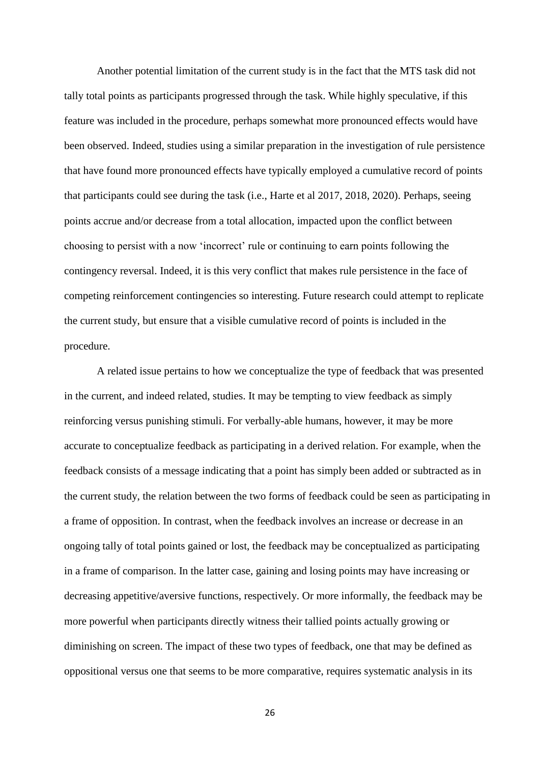Another potential limitation of the current study is in the fact that the MTS task did not tally total points as participants progressed through the task. While highly speculative, if this feature was included in the procedure, perhaps somewhat more pronounced effects would have been observed. Indeed, studies using a similar preparation in the investigation of rule persistence that have found more pronounced effects have typically employed a cumulative record of points that participants could see during the task (i.e., Harte et al 2017, 2018, 2020). Perhaps, seeing points accrue and/or decrease from a total allocation, impacted upon the conflict between choosing to persist with a now 'incorrect' rule or continuing to earn points following the contingency reversal. Indeed, it is this very conflict that makes rule persistence in the face of competing reinforcement contingencies so interesting. Future research could attempt to replicate the current study, but ensure that a visible cumulative record of points is included in the procedure.

A related issue pertains to how we conceptualize the type of feedback that was presented in the current, and indeed related, studies. It may be tempting to view feedback as simply reinforcing versus punishing stimuli. For verbally-able humans, however, it may be more accurate to conceptualize feedback as participating in a derived relation. For example, when the feedback consists of a message indicating that a point has simply been added or subtracted as in the current study, the relation between the two forms of feedback could be seen as participating in a frame of opposition. In contrast, when the feedback involves an increase or decrease in an ongoing tally of total points gained or lost, the feedback may be conceptualized as participating in a frame of comparison. In the latter case, gaining and losing points may have increasing or decreasing appetitive/aversive functions, respectively. Or more informally, the feedback may be more powerful when participants directly witness their tallied points actually growing or diminishing on screen. The impact of these two types of feedback, one that may be defined as oppositional versus one that seems to be more comparative, requires systematic analysis in its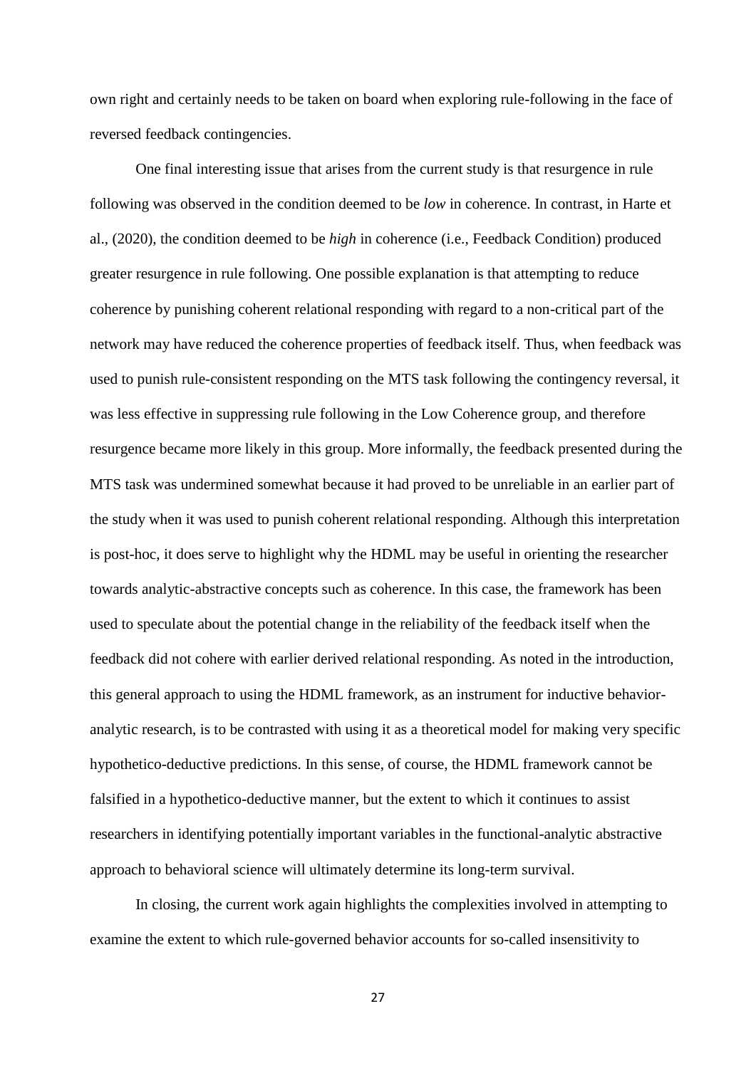own right and certainly needs to be taken on board when exploring rule-following in the face of reversed feedback contingencies.

One final interesting issue that arises from the current study is that resurgence in rule following was observed in the condition deemed to be *low* in coherence. In contrast, in Harte et al., (2020), the condition deemed to be *high* in coherence (i.e., Feedback Condition) produced greater resurgence in rule following. One possible explanation is that attempting to reduce coherence by punishing coherent relational responding with regard to a non-critical part of the network may have reduced the coherence properties of feedback itself. Thus, when feedback was used to punish rule-consistent responding on the MTS task following the contingency reversal, it was less effective in suppressing rule following in the Low Coherence group, and therefore resurgence became more likely in this group. More informally, the feedback presented during the MTS task was undermined somewhat because it had proved to be unreliable in an earlier part of the study when it was used to punish coherent relational responding. Although this interpretation is post-hoc, it does serve to highlight why the HDML may be useful in orienting the researcher towards analytic-abstractive concepts such as coherence. In this case, the framework has been used to speculate about the potential change in the reliability of the feedback itself when the feedback did not cohere with earlier derived relational responding. As noted in the introduction, this general approach to using the HDML framework, as an instrument for inductive behavior-analytic research, is to be contrasted with using it as a theoretical model for making very specific hypothetico-deductive predictions. In this sense, of course, the HDML framework cannot be falsified in a hypothetico-deductive manner, but the extent to which it continues to assist researchers in identifying potentially important variables in the functional-analytic abstractive approach to behavioral science will ultimately determine its long-term survival.

In closing, the current work again highlights the complexities involved in attempting to examine the extent to which rule-governed behavior accounts for so-called insensitivity to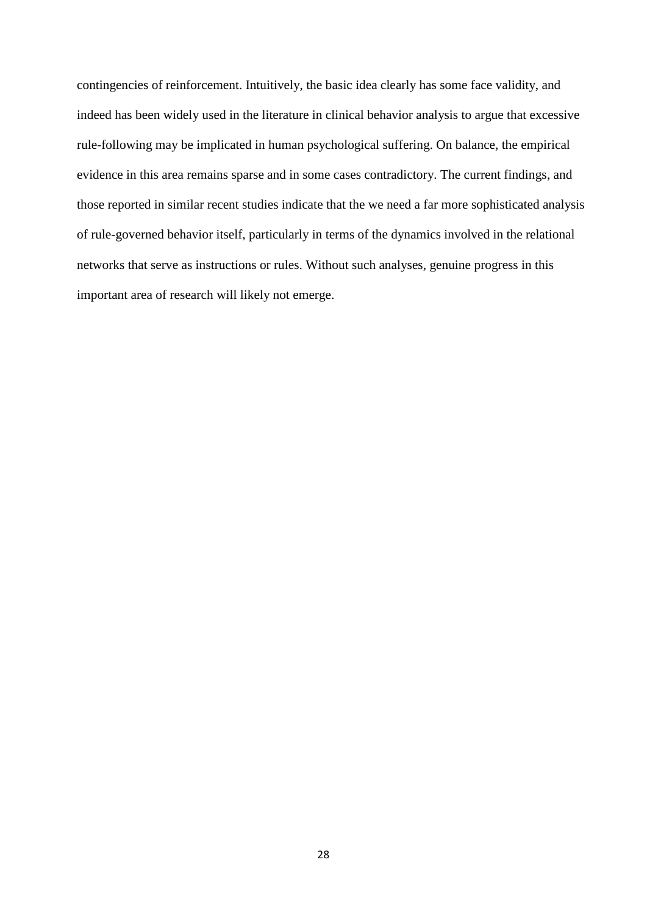contingencies of reinforcement. Intuitively, the basic idea clearly has some face validity, and indeed has been widely used in the literature in clinical behavior analysis to argue that excessive rule-following may be implicated in human psychological suffering. On balance, the empirical evidence in this area remains sparse and in some cases contradictory. The current findings, and those reported in similar recent studies indicate that the we need a far more sophisticated analysis of rule-governed behavior itself, particularly in terms of the dynamics involved in the relational networks that serve as instructions or rules. Without such analyses, genuine progress in this important area of research will likely not emerge.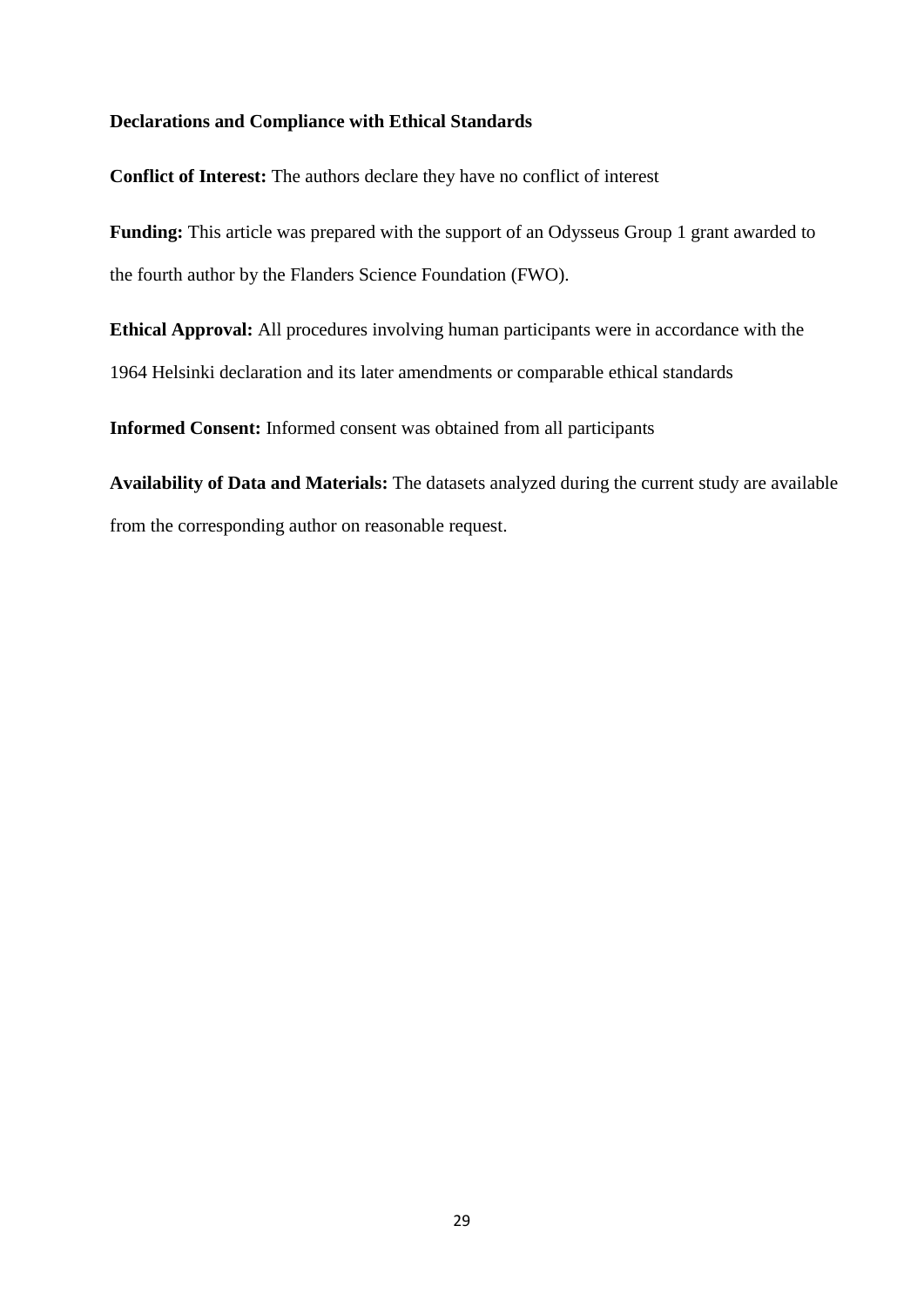**Declarations and Compliance with Ethical Standards**

**Conflict of Interest:** The authors declare they have no conflict of interest

**Funding:** This article was prepared with the support of an Odysseus Group 1 grant awarded to the fourth author by the Flanders Science Foundation (FWO).

**Ethical Approval:** All procedures involving human participants were in accordance with the 1964 Helsinki declaration and its later amendments or comparable ethical standards

**Informed Consent:** Informed consent was obtained from all participants

**Availability of Data and Materials:** The datasets analyzed during the current study are available from the corresponding author on reasonable request.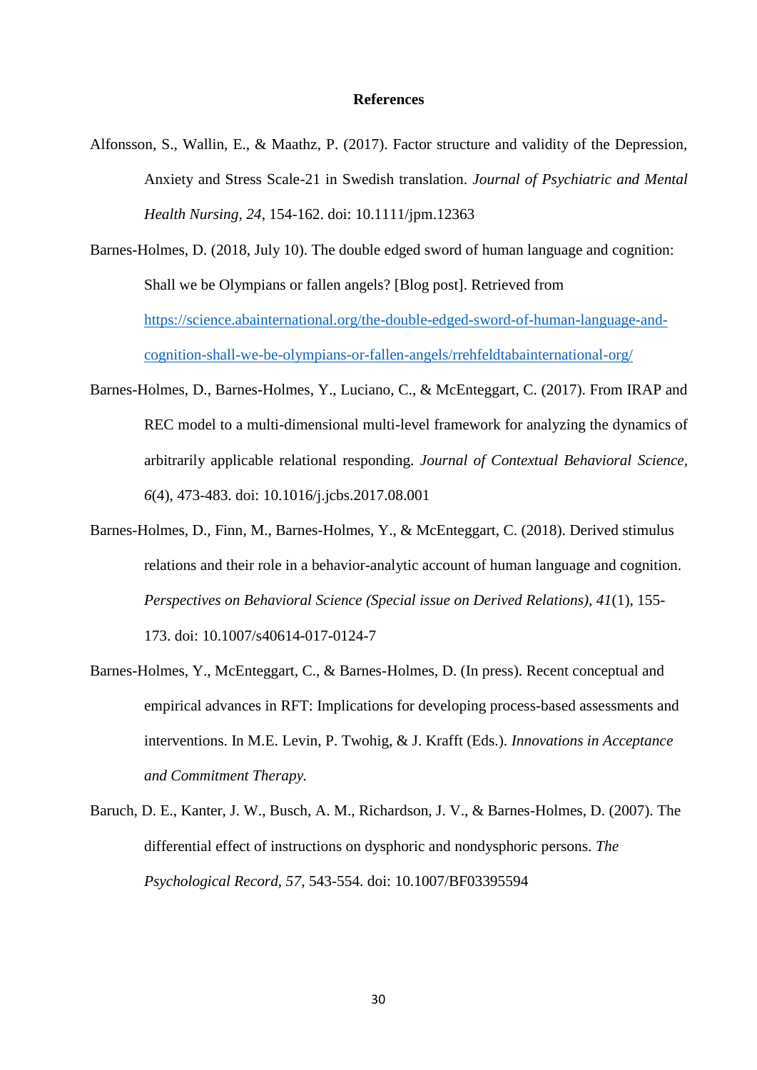**References**

Alfonsson, S., Wallin, E., & Maathz, P. (2017). Factor structure and validity of the Depression, Anxiety and Stress Scale-21 in Swedish translation. *Journal of Psychiatric and Mental Health Nursing, 24*, 154-162. doi: 10.1111/jpm.12363

Barnes-Holmes, D. (2018, July 10). The double edged sword of human language and cognition: Shall we be Olympians or fallen angels? [Blog post]. Retrieved from https://science.abainternational.org/the-double-edged-sword-of-human-language-and-cognition-shall-we-be-olympians-or-fallen-angels/rrehfeldtabainternational-org/

Barnes-Holmes, D., Barnes-Holmes, Y., Luciano, C., & McEnteggart, C. (2017). From IRAP and REC model to a multi-dimensional multi-level framework for analyzing the dynamics of arbitrarily applicable relational responding. *Journal of Contextual Behavioral Science, 6*(4), 473-483. doi: 10.1016/j.jcbs.2017.08.001

Barnes-Holmes, D., Finn, M., Barnes-Holmes, Y., & McEnteggart, C. (2018). Derived stimulus relations and their role in a behavior-analytic account of human language and cognition. *Perspectives on Behavioral Science (Special issue on Derived Relations), 41*(1), 155-173. doi: 10.1007/s40614-017-0124-7

Barnes-Holmes, Y., McEnteggart, C., & Barnes-Holmes, D. (In press). Recent conceptual and empirical advances in RFT: Implications for developing process-based assessments and interventions. In M.E. Levin, P. Twohig, & J. Krafft (Eds.). *Innovations in Acceptance and Commitment Therapy.*

Baruch, D. E., Kanter, J. W., Busch, A. M., Richardson, J. V., & Barnes-Holmes, D. (2007). The differential effect of instructions on dysphoric and nondysphoric persons. *The Psychological Record, 57*, 543-554. doi: 10.1007/BF03395594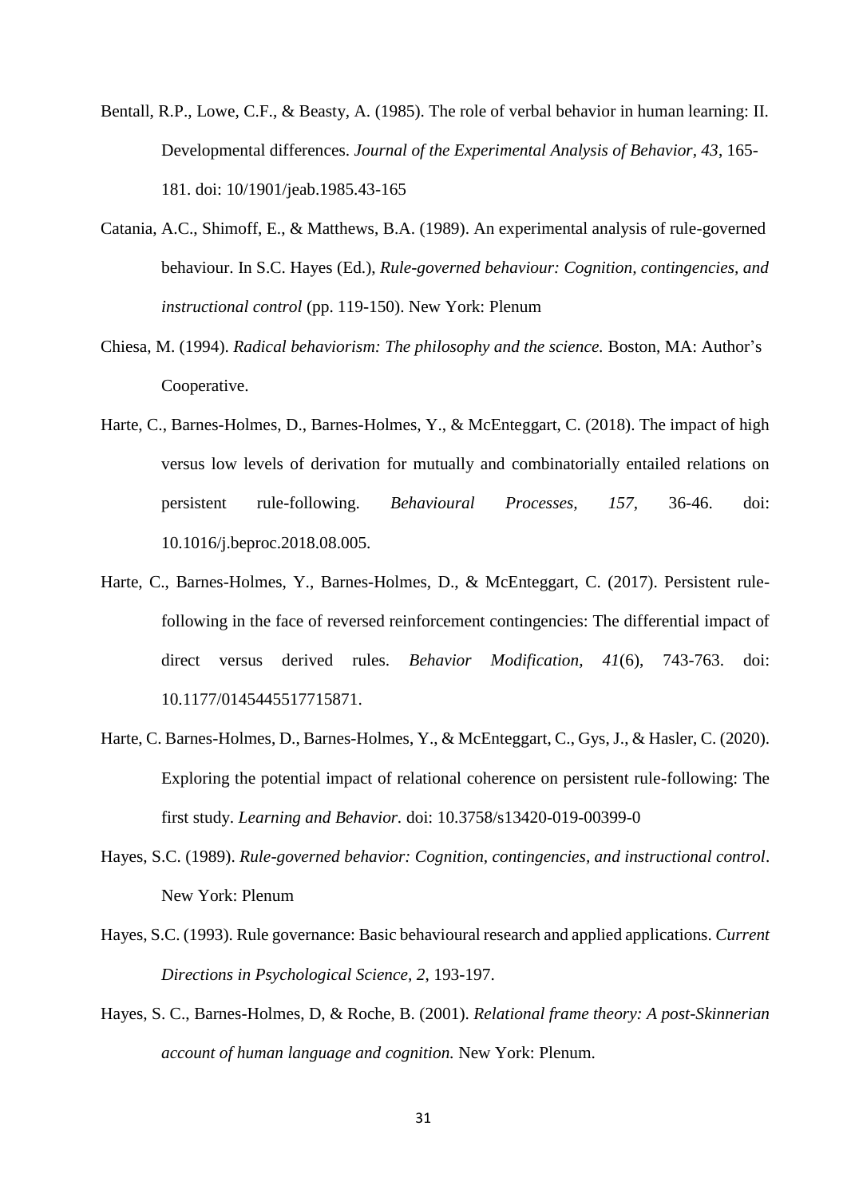Bentall, R.P., Lowe, C.F., & Beasty, A. (1985). The role of verbal behavior in human learning: II. Developmental differences. *Journal of the Experimental Analysis of Behavior*, *43*, 165-181. doi: 10/1901/jeab.1985.43-165

Catania, A.C., Shimoff, E., & Matthews, B.A. (1989). An experimental analysis of rule-governed behaviour. In S.C. Hayes (Ed.), *Rule-governed behaviour: Cognition, contingencies, and instructional control* (pp. 119-150). New York: Plenum

Chiesa, M. (1994). *Radical behaviorism: The philosophy and the science.* Boston, MA: Author's Cooperative.

Harte, C., Barnes-Holmes, D., Barnes-Holmes, Y., & McEnteggart, C. (2018). The impact of high versus low levels of derivation for mutually and combinatorially entailed relations on persistent rule-following. *Behavioural Processes*, *157*, 36-46. doi: 10.1016/j.beproc.2018.08.005.

Harte, C., Barnes-Holmes, Y., Barnes-Holmes, D., & McEnteggart, C. (2017). Persistent rule-following in the face of reversed reinforcement contingencies: The differential impact of direct versus derived rules. *Behavior Modification*, *41*(6), 743-763. doi: 10.1177/0145445517715871.

Harte, C. Barnes-Holmes, D., Barnes-Holmes, Y., & McEnteggart, C., Gys, J., & Hasler, C. (2020). Exploring the potential impact of relational coherence on persistent rule-following: The first study. *Learning and Behavior.* doi: 10.3758/s13420-019-00399-0

Hayes, S.C. (1989). *Rule-governed behavior: Cognition, contingencies, and instructional control*. New York: Plenum

Hayes, S.C. (1993). Rule governance: Basic behavioural research and applied applications. *Current Directions in Psychological Science, 2*, 193-197.

Hayes, S. C., Barnes-Holmes, D, & Roche, B. (2001). *Relational frame theory: A post-Skinnerian account of human language and cognition.* New York: Plenum.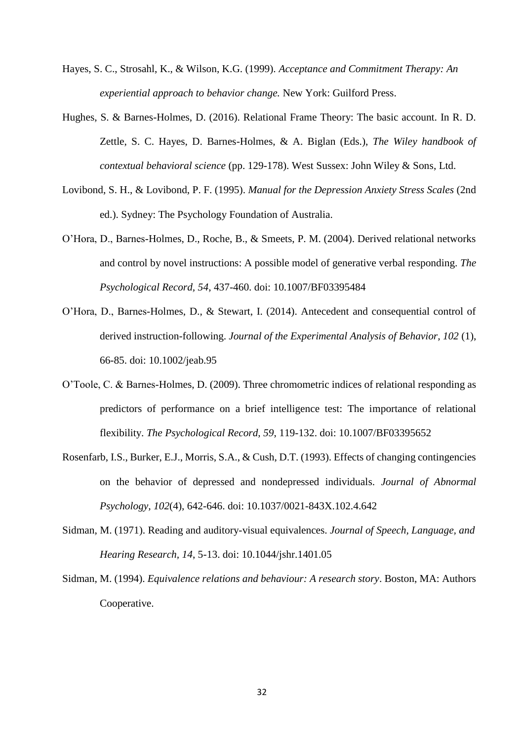Hayes, S. C., Strosahl, K., & Wilson, K.G. (1999). *Acceptance and Commitment Therapy: An experiential approach to behavior change.* New York: Guilford Press.

Hughes, S. & Barnes-Holmes, D. (2016). Relational Frame Theory: The basic account. In R. D. Zettle, S. C. Hayes, D. Barnes-Holmes, & A. Biglan (Eds.), *The Wiley handbook of contextual behavioral science* (pp. 129-178). West Sussex: John Wiley & Sons, Ltd.

Lovibond, S. H., & Lovibond, P. F. (1995). *Manual for the Depression Anxiety Stress Scales* (2nd ed.). Sydney: The Psychology Foundation of Australia.

O'Hora, D., Barnes-Holmes, D., Roche, B., & Smeets, P. M. (2004). Derived relational networks and control by novel instructions: A possible model of generative verbal responding. *The Psychological Record, 54*, 437-460. doi: 10.1007/BF03395484

O'Hora, D., Barnes-Holmes, D., & Stewart, I. (2014). Antecedent and consequential control of derived instruction-following. *Journal of the Experimental Analysis of Behavior, 102* (1), 66-85. doi: 10.1002/jeab.95

O'Toole, C. & Barnes-Holmes, D. (2009). Three chromometric indices of relational responding as predictors of performance on a brief intelligence test: The importance of relational flexibility. *The Psychological Record, 59*, 119-132. doi: 10.1007/BF03395652

Rosenfarb, I.S., Burker, E.J., Morris, S.A., & Cush, D.T. (1993). Effects of changing contingencies on the behavior of depressed and nondepressed individuals. *Journal of Abnormal Psychology, 102*(4), 642-646. doi: 10.1037/0021-843X.102.4.642

Sidman, M. (1971). Reading and auditory-visual equivalences. *Journal of Speech, Language, and Hearing Research*, *14*, 5-13. doi: 10.1044/jshr.1401.05

Sidman, M. (1994). *Equivalence relations and behaviour: A research story*. Boston, MA: Authors Cooperative.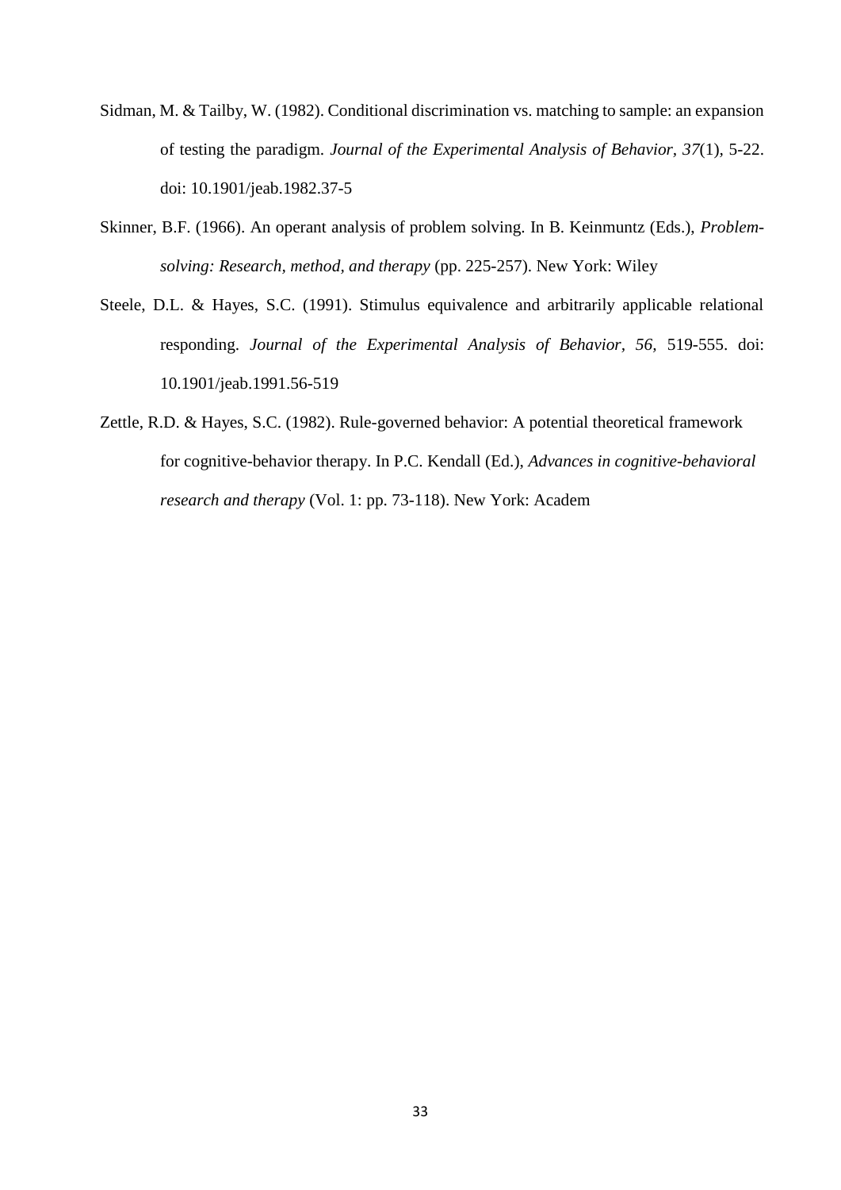Sidman, M. & Tailby, W. (1982). Conditional discrimination vs. matching to sample: an expansion of testing the paradigm. *Journal of the Experimental Analysis of Behavior, 37*(1), 5-22. doi: 10.1901/jeab.1982.37-5

Skinner, B.F. (1966). An operant analysis of problem solving. In B. Keinmuntz (Eds.), *Problem-solving: Research, method, and therapy* (pp. 225-257). New York: Wiley

Steele, D.L. & Hayes, S.C. (1991). Stimulus equivalence and arbitrarily applicable relational responding. *Journal of the Experimental Analysis of Behavior, 56*, 519-555. doi: 10.1901/jeab.1991.56-519

Zettle, R.D. & Hayes, S.C. (1982). Rule-governed behavior: A potential theoretical framework for cognitive-behavior therapy. In P.C. Kendall (Ed.), *Advances in cognitive-behavioral research and therapy* (Vol. 1: pp. 73-118). New York: Academ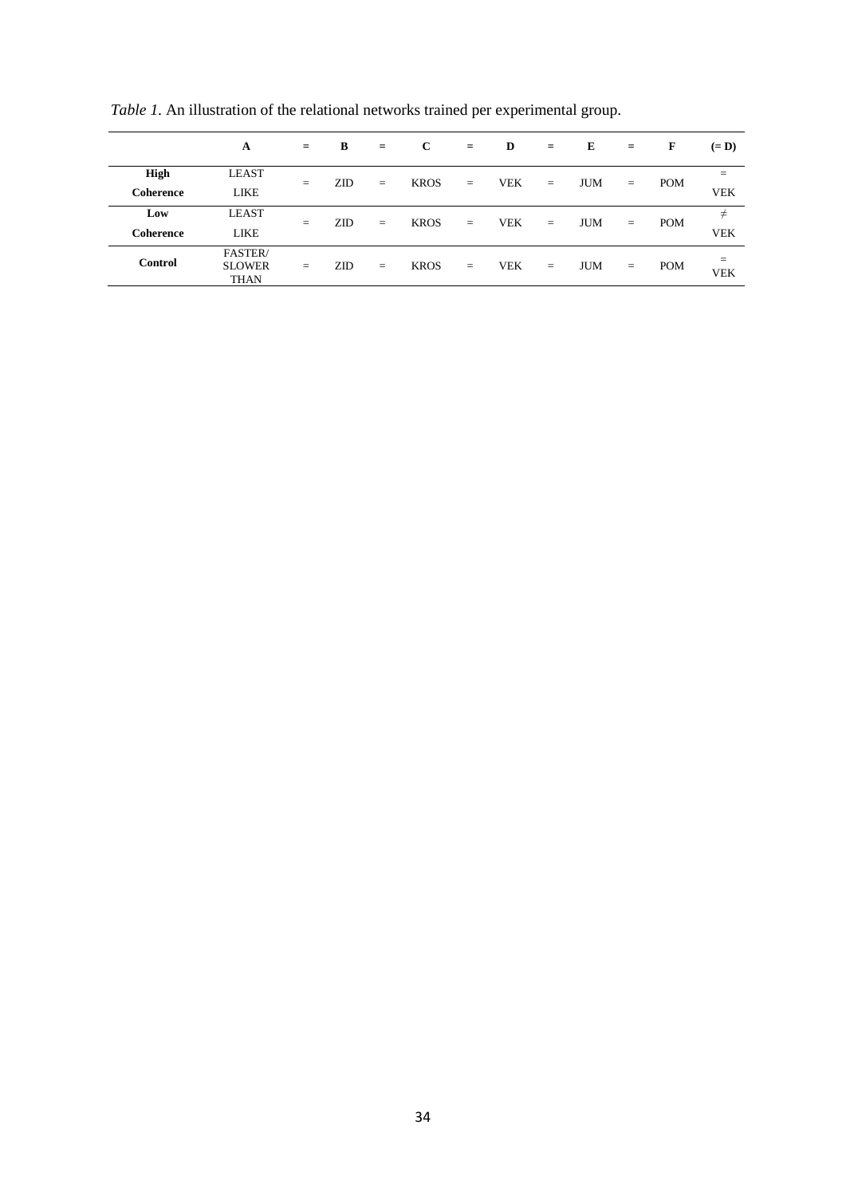*Table 1.* An illustration of the relational networks trained per experimental group.

| | A | = | B | = | C | = | D | = | E | = | F | (= D) |
|---|---|---|---|---|---|---|---|---|---|---|---|---|
| **High Coherence** | LEAST LIKE | = | ZID | = | KROS | = | VEK | = | JUM | = | POM | = VEK |
| **Low Coherence** | LEAST LIKE | = | ZID | = | KROS | = | VEK | = | JUM | = | POM | ≠ VEK |
| **Control** | FASTER/ SLOWER THAN | = | ZID | = | KROS | = | VEK | = | JUM | = | POM | = VEK |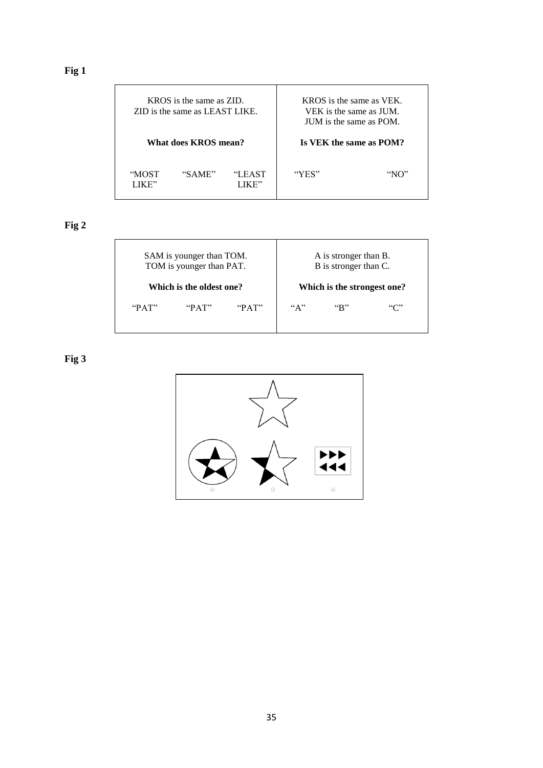**Fig 1**

| KROS is the same as ZID.<br>ZID is the same as LEAST LIKE.<br><br>**What does KROS mean?**<br><br>"MOST LIKE" "SAME" "LEAST LIKE" | KROS is the same as VEK.<br>VEK is the same as JUM.<br>JUM is the same as POM.<br><br>**Is VEK the same as POM?**<br><br>"YES" "NO" |
|---|---|

**Fig 2**

| SAM is younger than TOM.<br>TOM is younger than PAT.<br><br>**Which is the oldest one?**<br><br>"PAT" "PAT" "PAT" | A is stronger than B.<br>B is stronger than C.<br><br>**Which is the strongest one?**<br><br>"A" "B" "C" |
|---|---|

**Fig 3**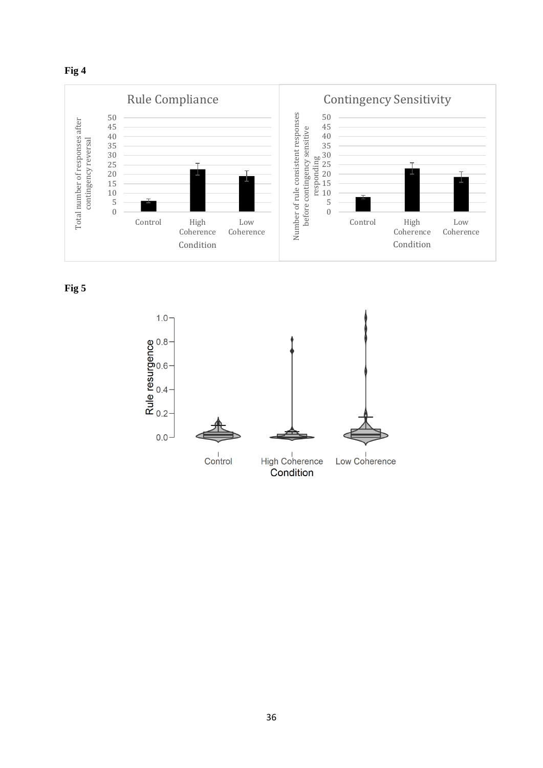**Fig 4**

Rule Compliance

Total number of responses after contingency reversal

50
45
40
35
30
25
20
15
10
5
0

Control
High Coherence
Low Coherence

Condition

Contingency Sensitivity

Number of rule consistent responses before contingency sensitive responding

50
45
40
35
30
25
20
15
10
5
0

Control
High Coherence
Low Coherence

Condition

**Fig 5**

Rule resurgence

1.0
0.8
0.6
0.4
0.2
0.0

Control
High Coherence
Low Coherence

Condition